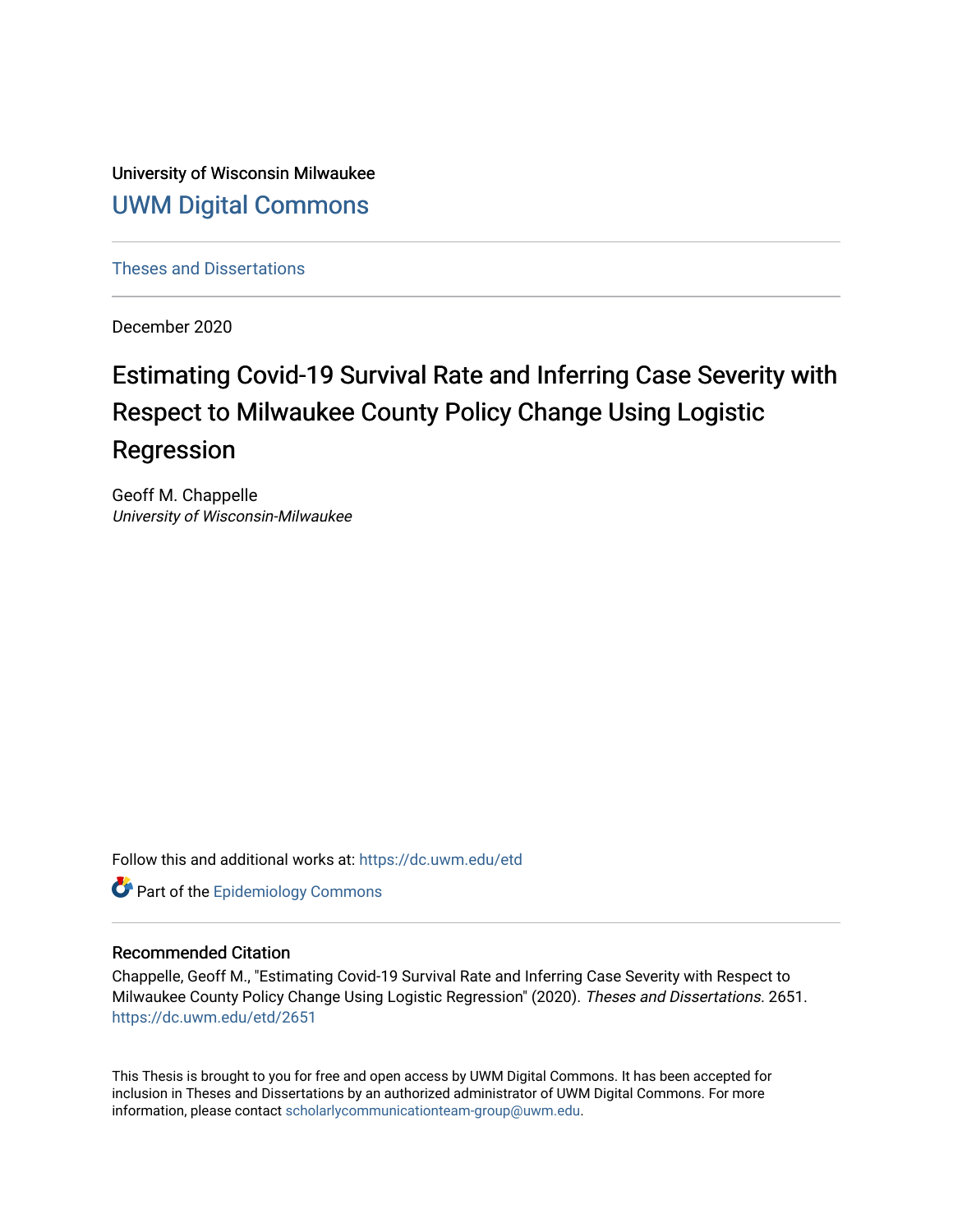University of Wisconsin Milwaukee

UWM Digital Commons

Theses and Dissertations

December 2020

# Estimating Covid-19 Survival Rate and Inferring Case Severity with Respect to Milwaukee County Policy Change Using Logistic Regression

Geoff M. Chappelle
*University of Wisconsin-Milwaukee*

Follow this and additional works at: https://dc.uwm.edu/etd

Part of the Epidemiology Commons

## Recommended Citation

Chappelle, Geoff M., "Estimating Covid-19 Survival Rate and Inferring Case Severity with Respect to Milwaukee County Policy Change Using Logistic Regression" (2020). *Theses and Dissertations*. 2651.
https://dc.uwm.edu/etd/2651

This Thesis is brought to you for free and open access by UWM Digital Commons. It has been accepted for inclusion in Theses and Dissertations by an authorized administrator of UWM Digital Commons. For more information, please contact scholarlycommunicationteam-group@uwm.edu.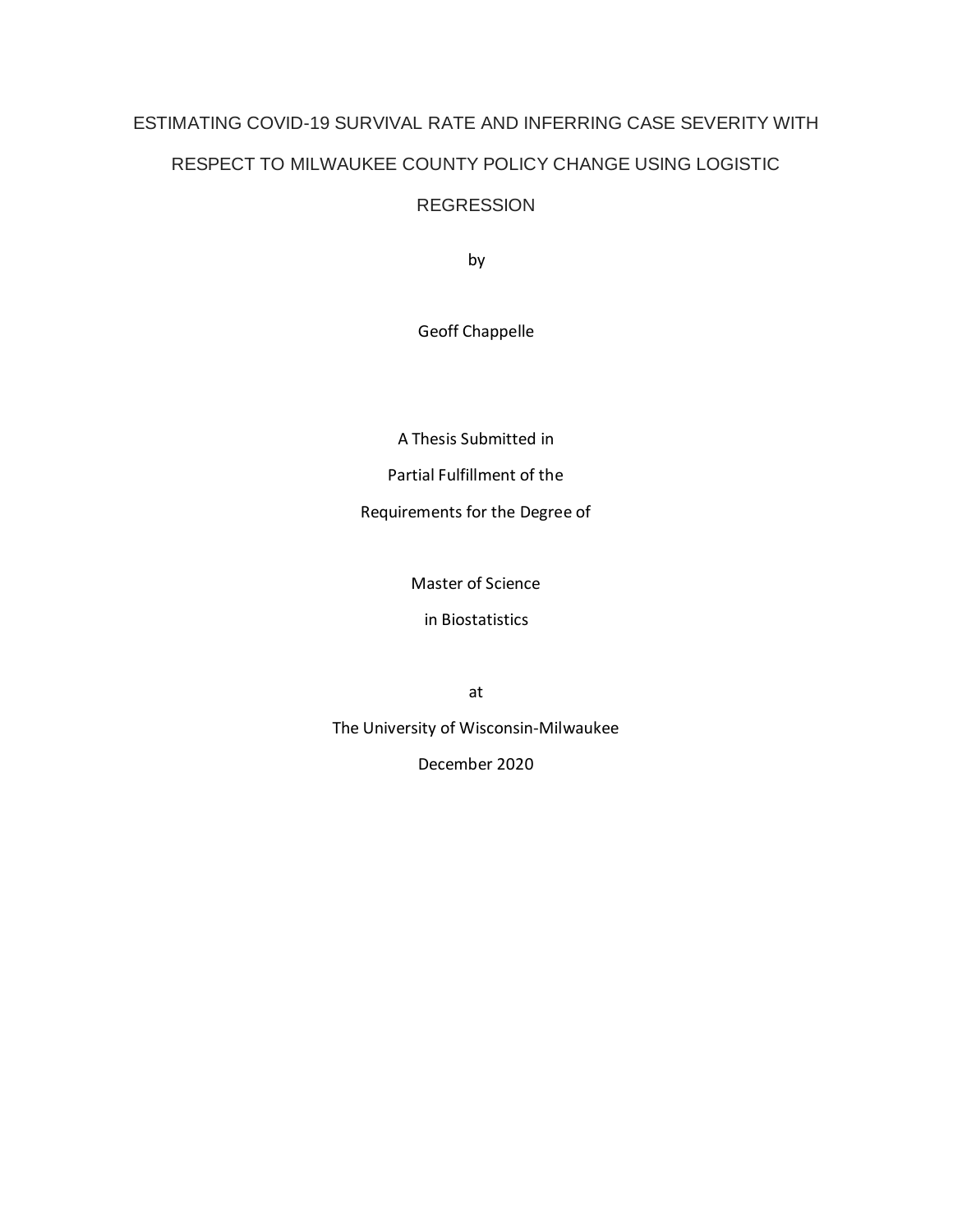# ESTIMATING COVID-19 SURVIVAL RATE AND INFERRING CASE SEVERITY WITH RESPECT TO MILWAUKEE COUNTY POLICY CHANGE USING LOGISTIC REGRESSION

by

Geoff Chappelle

A Thesis Submitted in

Partial Fulfillment of the

Requirements for the Degree of

Master of Science

in Biostatistics

at

The University of Wisconsin-Milwaukee

December 2020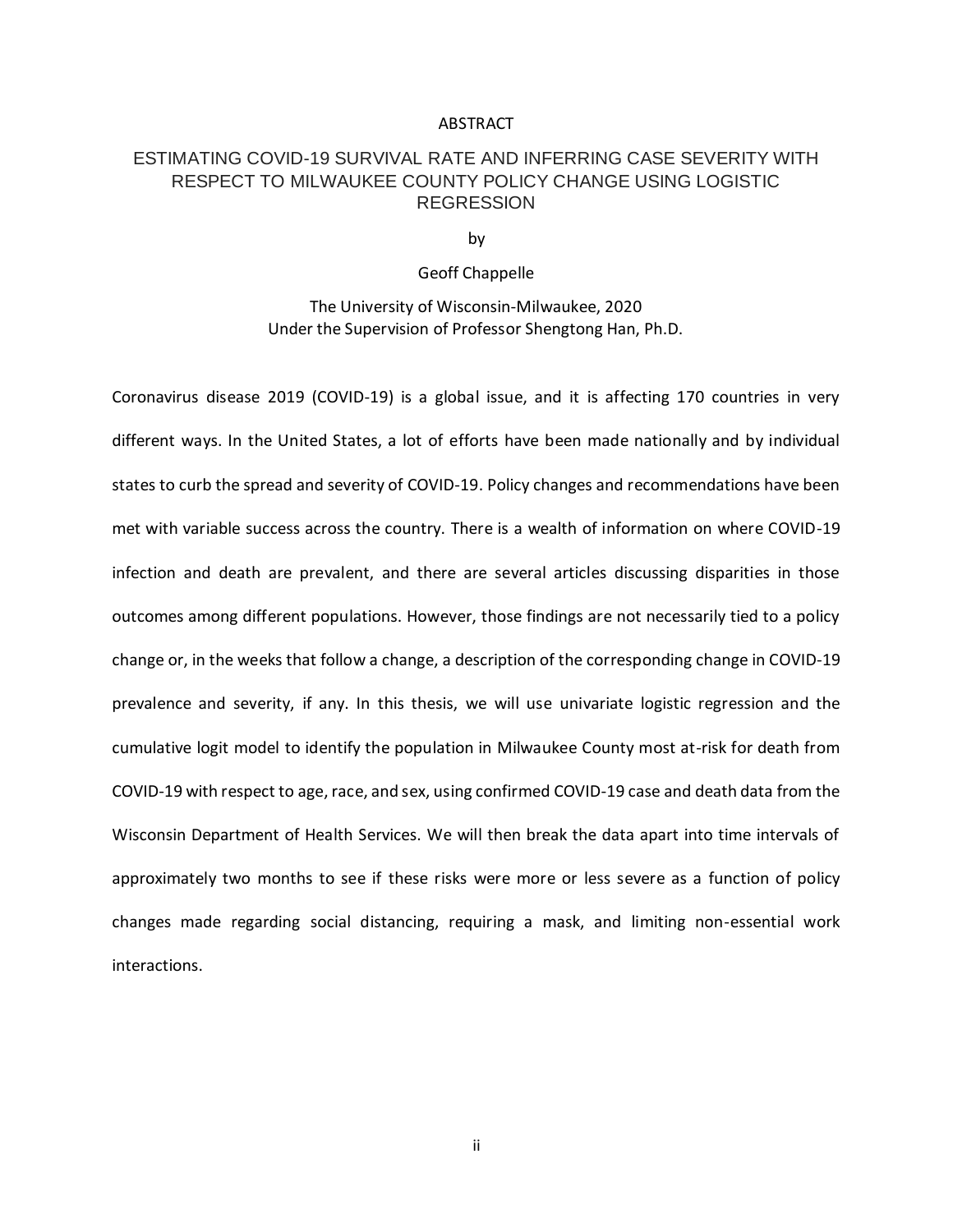# ABSTRACT

## ESTIMATING COVID-19 SURVIVAL RATE AND INFERRING CASE SEVERITY WITH RESPECT TO MILWAUKEE COUNTY POLICY CHANGE USING LOGISTIC REGRESSION

by

Geoff Chappelle

The University of Wisconsin-Milwaukee, 2020
Under the Supervision of Professor Shengtong Han, Ph.D.

Coronavirus disease 2019 (COVID-19) is a global issue, and it is affecting 170 countries in very different ways. In the United States, a lot of efforts have been made nationally and by individual states to curb the spread and severity of COVID-19. Policy changes and recommendations have been met with variable success across the country. There is a wealth of information on where COVID-19 infection and death are prevalent, and there are several articles discussing disparities in those outcomes among different populations. However, those findings are not necessarily tied to a policy change or, in the weeks that follow a change, a description of the corresponding change in COVID-19 prevalence and severity, if any. In this thesis, we will use univariate logistic regression and the cumulative logit model to identify the population in Milwaukee County most at-risk for death from COVID-19 with respect to age, race, and sex, using confirmed COVID-19 case and death data from the Wisconsin Department of Health Services. We will then break the data apart into time intervals of approximately two months to see if these risks were more or less severe as a function of policy changes made regarding social distancing, requiring a mask, and limiting non-essential work interactions.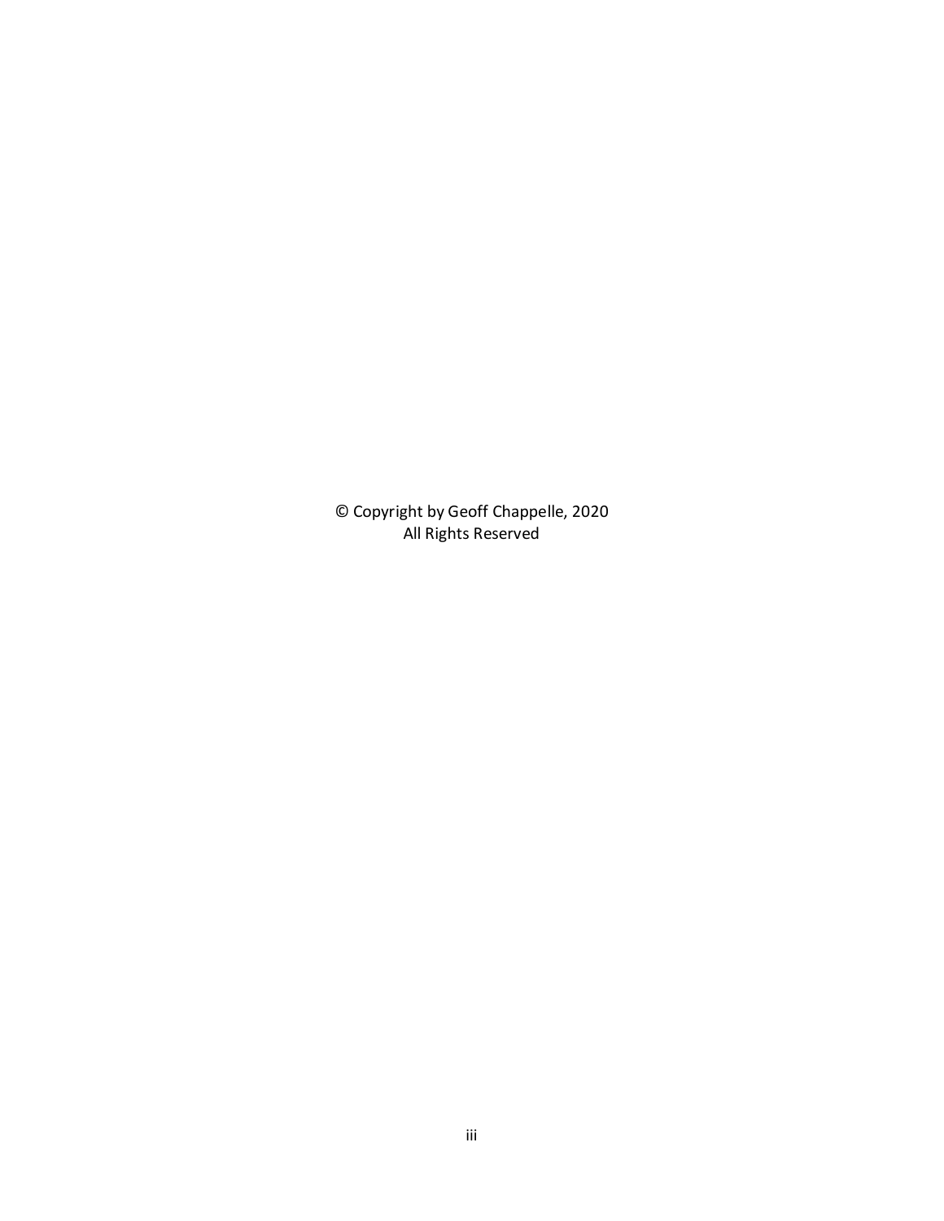© Copyright by Geoff Chappelle, 2020
All Rights Reserved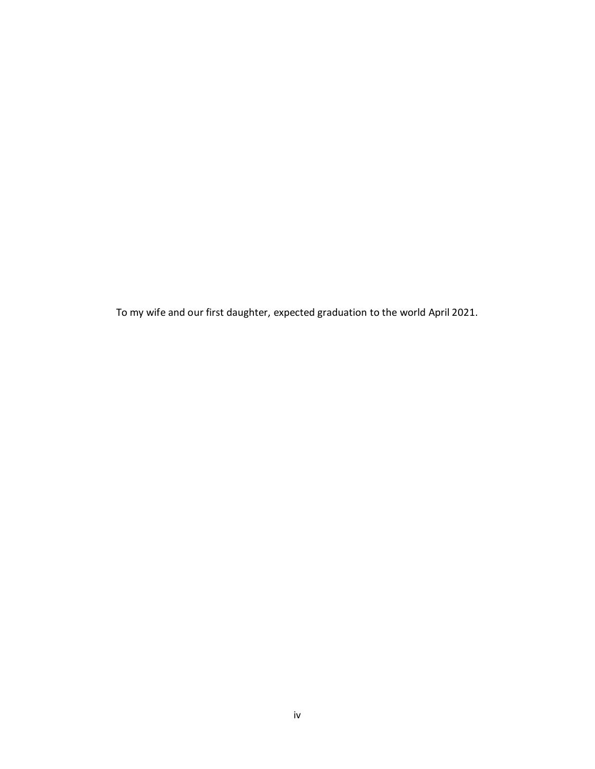To my wife and our first daughter, expected graduation to the world April 2021.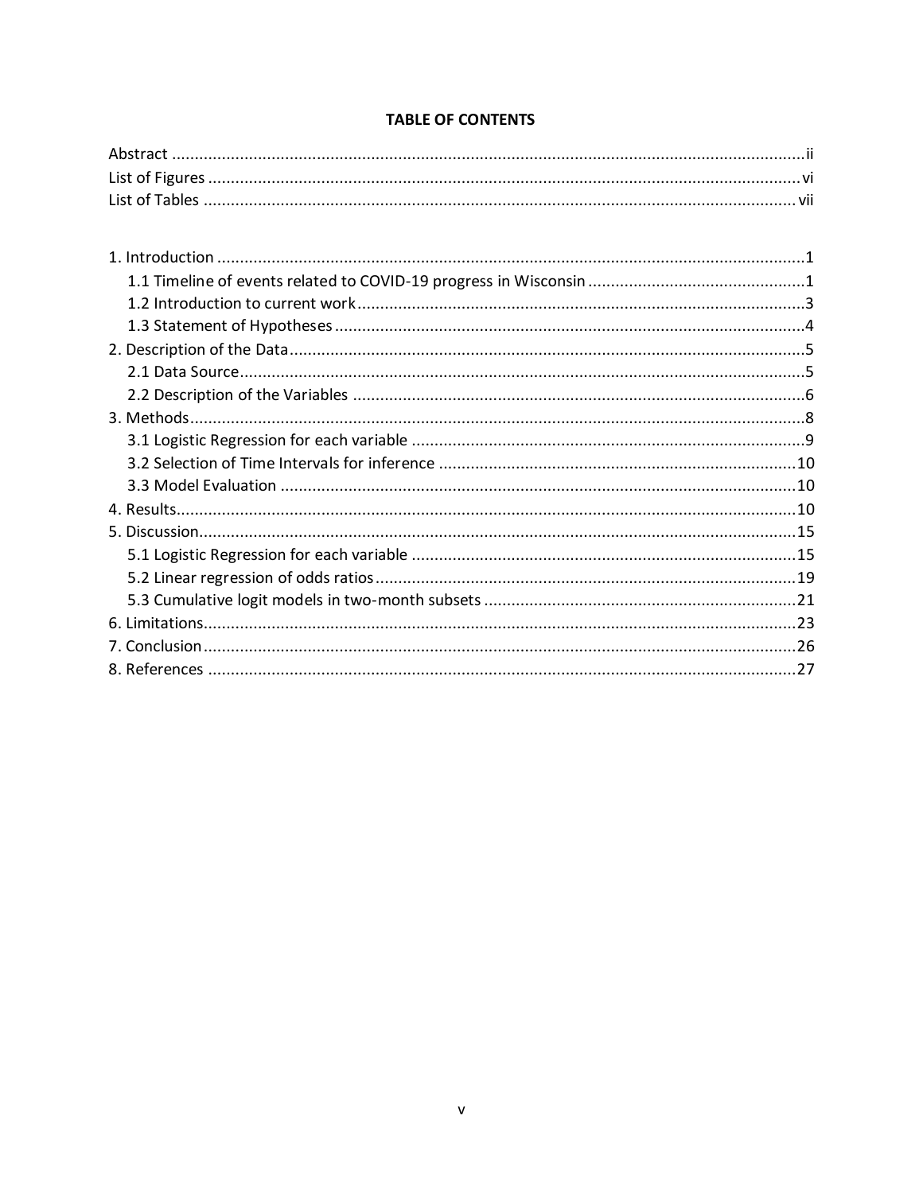**TABLE OF CONTENTS**

Abstract ....................................................................................................................................ii
List of Figures ...........................................................................................................................vi
List of Tables ............................................................................................................................vii

1. Introduction ..........................................................................................................................1
    1.1 Timeline of events related to COVID-19 progress in Wisconsin ........................................1
    1.2 Introduction to current work .............................................................................................3
    1.3 Statement of Hypotheses ..................................................................................................4
2. Description of the Data ...........................................................................................................5
    2.1 Data Source .......................................................................................................................5
    2.2 Description of the Variables ..............................................................................................6
3. Methods .................................................................................................................................8
    3.1 Logistic Regression for each variable ................................................................................9
    3.2 Selection of Time Intervals for inference ..........................................................................10
    3.3 Model Evaluation ............................................................................................................10
4. Results ..................................................................................................................................10
5. Discussion .............................................................................................................................15
    5.1 Logistic Regression for each variable ..............................................................................15
    5.2 Linear regression of odds ratios ......................................................................................19
    5.3 Cumulative logit models in two-month subsets ..............................................................21
6. Limitations ...........................................................................................................................23
7. Conclusion ............................................................................................................................26
8. References ............................................................................................................................27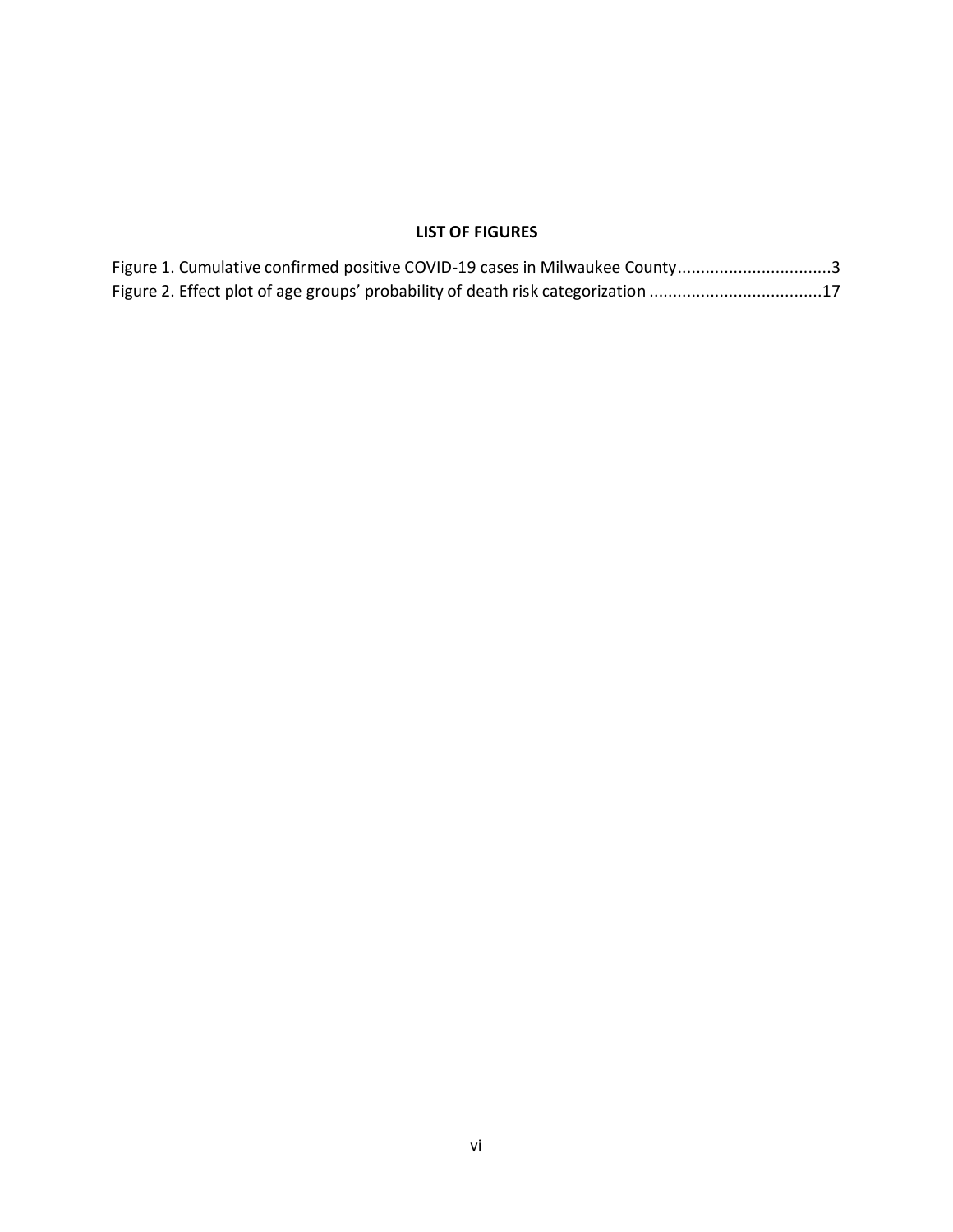## LIST OF FIGURES

Figure 1. Cumulative confirmed positive COVID-19 cases in Milwaukee County.................................3
Figure 2. Effect plot of age groups' probability of death risk categorization ....................................17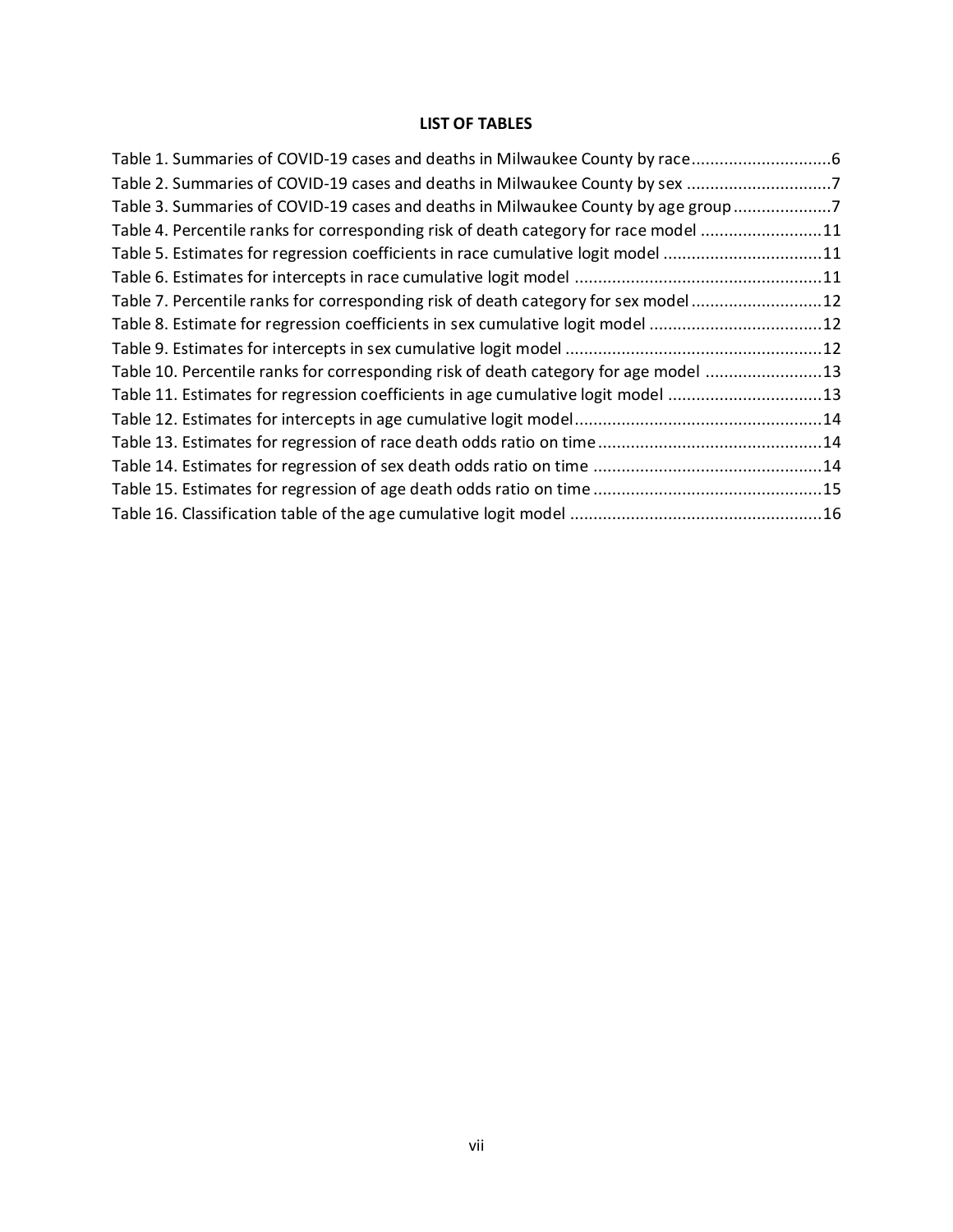**LIST OF TABLES**

Table 1. Summaries of COVID-19 cases and deaths in Milwaukee County by race .............................6
Table 2. Summaries of COVID-19 cases and deaths in Milwaukee County by sex ...............................7
Table 3. Summaries of COVID-19 cases and deaths in Milwaukee County by age group .....................7
Table 4. Percentile ranks for corresponding risk of death category for race model ..........................11
Table 5. Estimates for regression coefficients in race cumulative logit model ..................................11
Table 6. Estimates for intercepts in race cumulative logit model .....................................................11
Table 7. Percentile ranks for corresponding risk of death category for sex model ............................12
Table 8. Estimate for regression coefficients in sex cumulative logit model .....................................12
Table 9. Estimates for intercepts in sex cumulative logit model .......................................................12
Table 10. Percentile ranks for corresponding risk of death category for age model .........................13
Table 11. Estimates for regression coefficients in age cumulative logit model .................................13
Table 12. Estimates for intercepts in age cumulative logit model .....................................................14
Table 13. Estimates for regression of race death odds ratio on time ................................................14
Table 14. Estimates for regression of sex death odds ratio on time .................................................14
Table 15. Estimates for regression of age death odds ratio on time .................................................15
Table 16. Classification table of the age cumulative logit model ......................................................16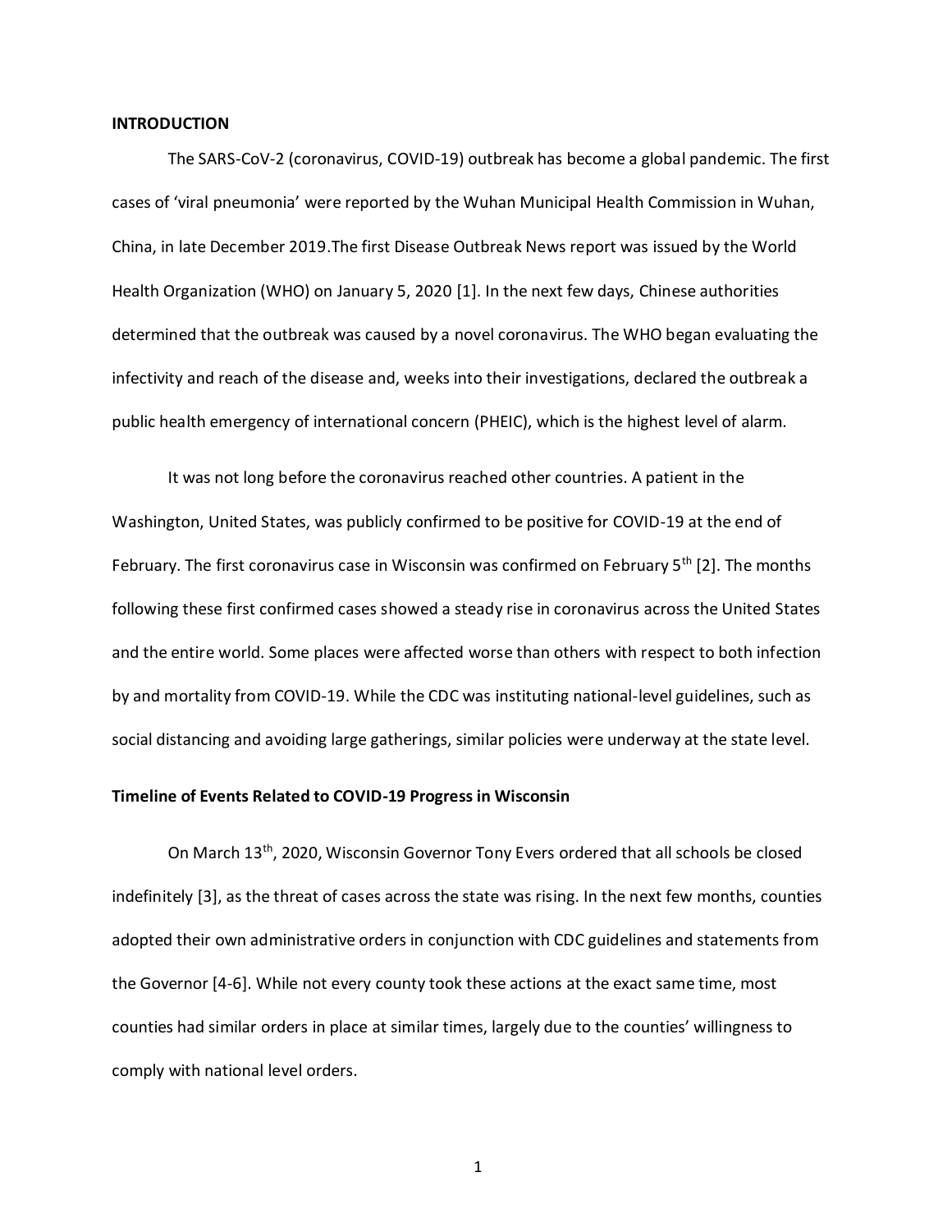**INTRODUCTION**

The SARS-CoV-2 (coronavirus, COVID-19) outbreak has become a global pandemic. The first cases of 'viral pneumonia' were reported by the Wuhan Municipal Health Commission in Wuhan, China, in late December 2019.The first Disease Outbreak News report was issued by the World Health Organization (WHO) on January 5, 2020 [1]. In the next few days, Chinese authorities determined that the outbreak was caused by a novel coronavirus. The WHO began evaluating the infectivity and reach of the disease and, weeks into their investigations, declared the outbreak a public health emergency of international concern (PHEIC), which is the highest level of alarm.

It was not long before the coronavirus reached other countries. A patient in the Washington, United States, was publicly confirmed to be positive for COVID-19 at the end of February. The first coronavirus case in Wisconsin was confirmed on February 5th [2]. The months following these first confirmed cases showed a steady rise in coronavirus across the United States and the entire world. Some places were affected worse than others with respect to both infection by and mortality from COVID-19. While the CDC was instituting national-level guidelines, such as social distancing and avoiding large gatherings, similar policies were underway at the state level.

**Timeline of Events Related to COVID-19 Progress in Wisconsin**

On March 13th, 2020, Wisconsin Governor Tony Evers ordered that all schools be closed indefinitely [3], as the threat of cases across the state was rising. In the next few months, counties adopted their own administrative orders in conjunction with CDC guidelines and statements from the Governor [4-6]. While not every county took these actions at the exact same time, most counties had similar orders in place at similar times, largely due to the counties' willingness to comply with national level orders.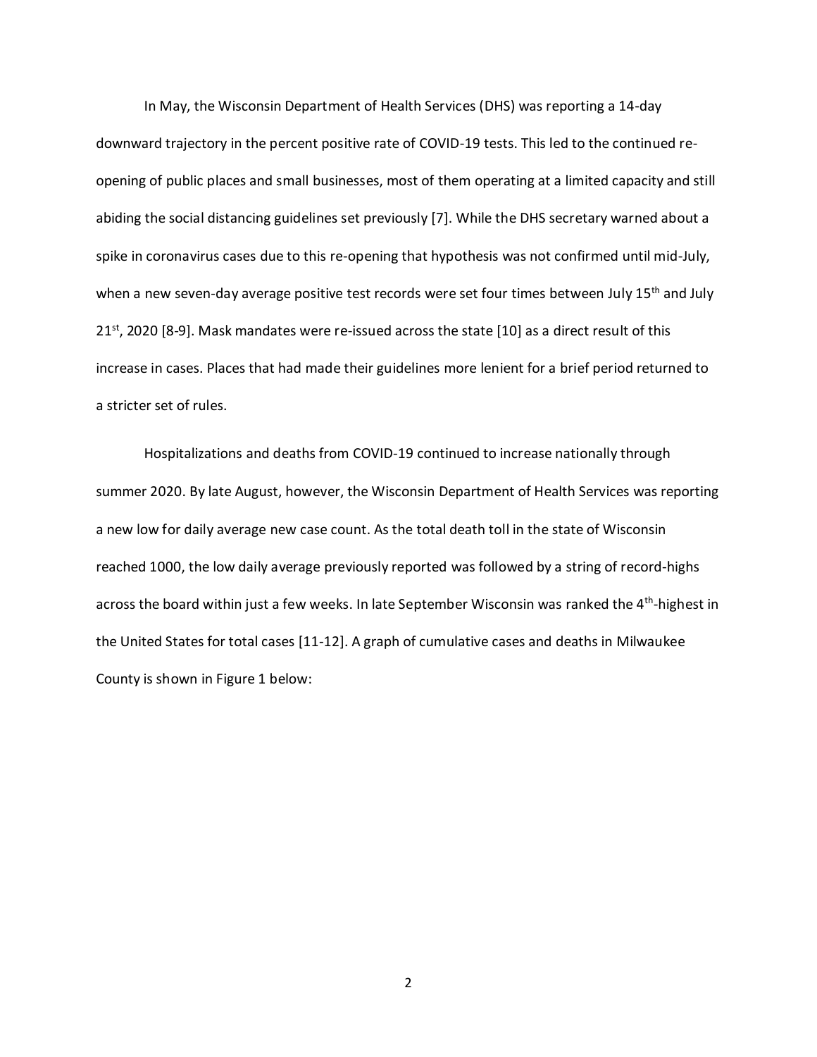In May, the Wisconsin Department of Health Services (DHS) was reporting a 14-day downward trajectory in the percent positive rate of COVID-19 tests. This led to the continued re-opening of public places and small businesses, most of them operating at a limited capacity and still abiding the social distancing guidelines set previously [7]. While the DHS secretary warned about a spike in coronavirus cases due to this re-opening that hypothesis was not confirmed until mid-July, when a new seven-day average positive test records were set four times between July 15th and July 21st, 2020 [8-9]. Mask mandates were re-issued across the state [10] as a direct result of this increase in cases. Places that had made their guidelines more lenient for a brief period returned to a stricter set of rules.

Hospitalizations and deaths from COVID-19 continued to increase nationally through summer 2020. By late August, however, the Wisconsin Department of Health Services was reporting a new low for daily average new case count. As the total death toll in the state of Wisconsin reached 1000, the low daily average previously reported was followed by a string of record-highs across the board within just a few weeks. In late September Wisconsin was ranked the 4th-highest in the United States for total cases [11-12]. A graph of cumulative cases and deaths in Milwaukee County is shown in Figure 1 below: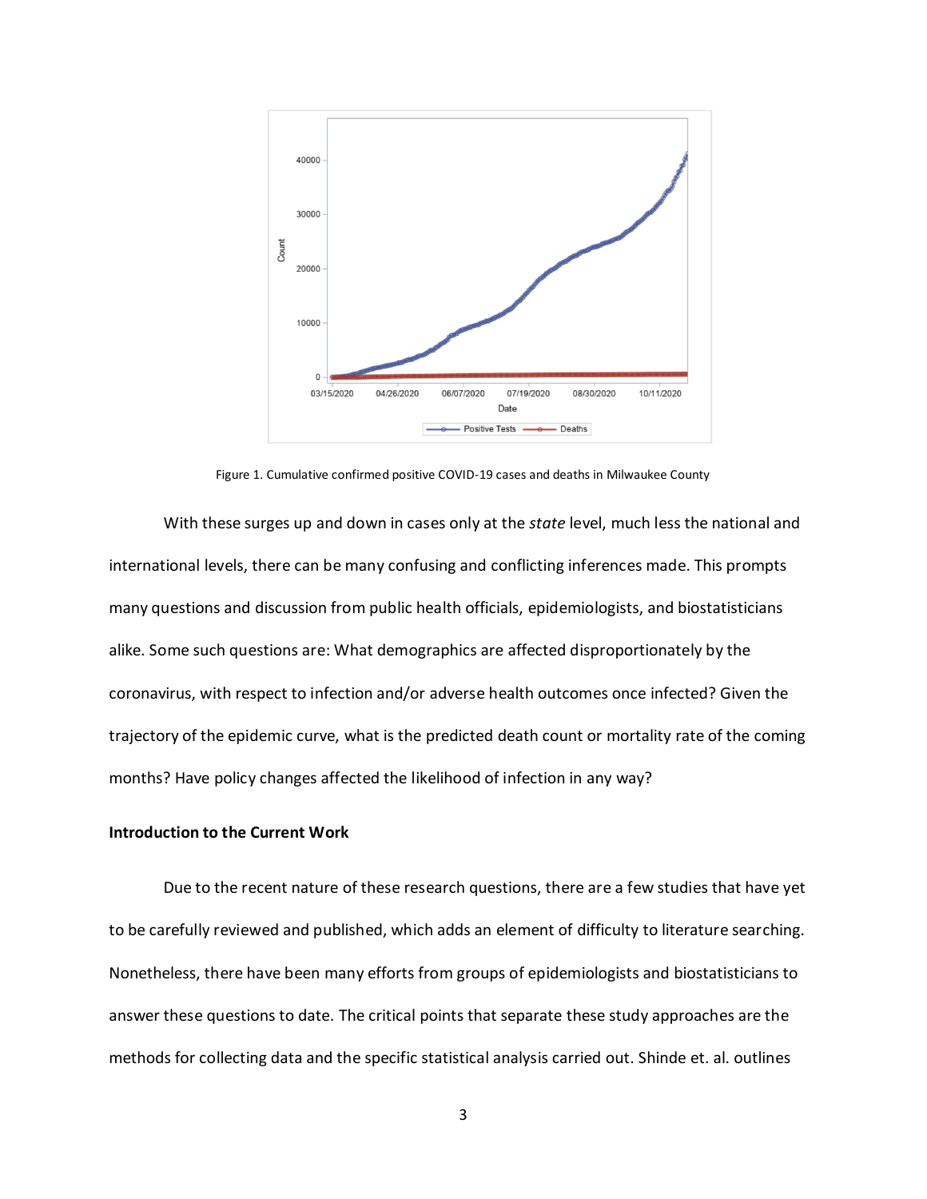Figure 1. Cumulative confirmed positive COVID-19 cases and deaths in Milwaukee County

With these surges up and down in cases only at the *state* level, much less the national and international levels, there can be many confusing and conflicting inferences made. This prompts many questions and discussion from public health officials, epidemiologists, and biostatisticians alike. Some such questions are: What demographics are affected disproportionately by the coronavirus, with respect to infection and/or adverse health outcomes once infected? Given the trajectory of the epidemic curve, what is the predicted death count or mortality rate of the coming months? Have policy changes affected the likelihood of infection in any way?

### Introduction to the Current Work

Due to the recent nature of these research questions, there are a few studies that have yet to be carefully reviewed and published, which adds an element of difficulty to literature searching. Nonetheless, there have been many efforts from groups of epidemiologists and biostatisticians to answer these questions to date. The critical points that separate these study approaches are the methods for collecting data and the specific statistical analysis carried out. Shinde et. al. outlines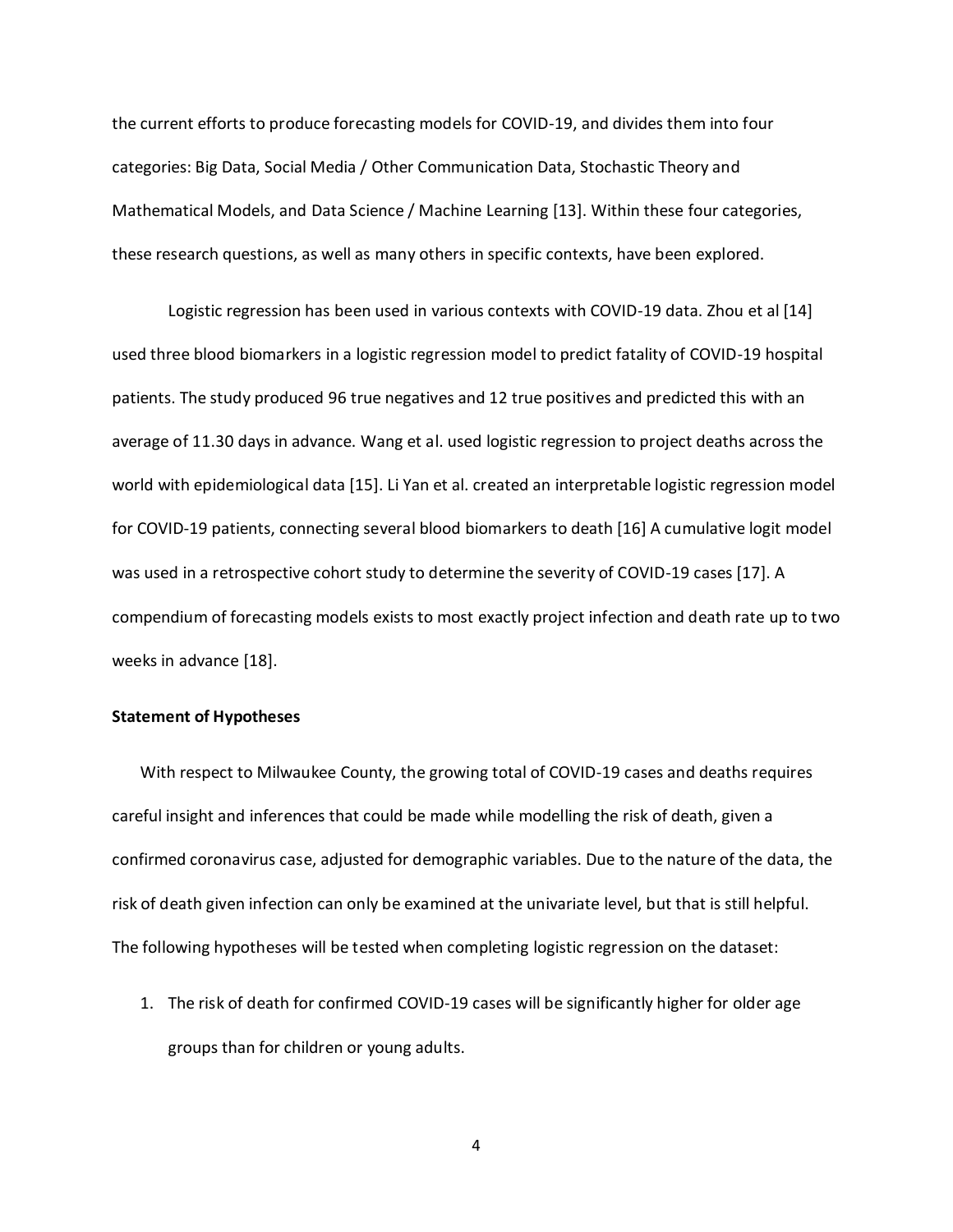the current efforts to produce forecasting models for COVID-19, and divides them into four categories: Big Data, Social Media / Other Communication Data, Stochastic Theory and Mathematical Models, and Data Science / Machine Learning [13]. Within these four categories, these research questions, as well as many others in specific contexts, have been explored.

Logistic regression has been used in various contexts with COVID-19 data. Zhou et al [14] used three blood biomarkers in a logistic regression model to predict fatality of COVID-19 hospital patients. The study produced 96 true negatives and 12 true positives and predicted this with an average of 11.30 days in advance. Wang et al. used logistic regression to project deaths across the world with epidemiological data [15]. Li Yan et al. created an interpretable logistic regression model for COVID-19 patients, connecting several blood biomarkers to death [16] A cumulative logit model was used in a retrospective cohort study to determine the severity of COVID-19 cases [17]. A compendium of forecasting models exists to most exactly project infection and death rate up to two weeks in advance [18].

**Statement of Hypotheses**

With respect to Milwaukee County, the growing total of COVID-19 cases and deaths requires careful insight and inferences that could be made while modelling the risk of death, given a confirmed coronavirus case, adjusted for demographic variables. Due to the nature of the data, the risk of death given infection can only be examined at the univariate level, but that is still helpful. The following hypotheses will be tested when completing logistic regression on the dataset:

1. The risk of death for confirmed COVID-19 cases will be significantly higher for older age groups than for children or young adults.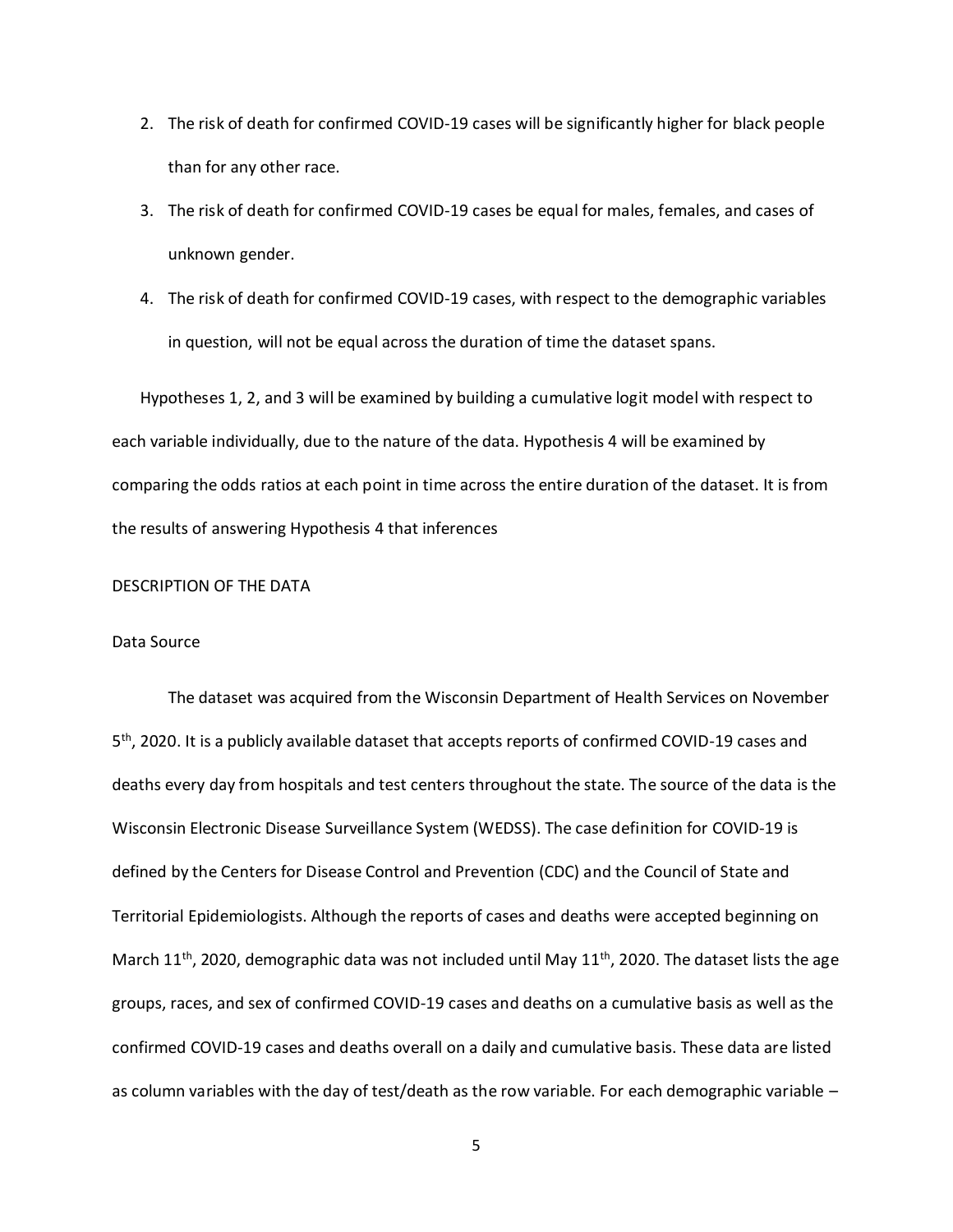2. The risk of death for confirmed COVID-19 cases will be significantly higher for black people than for any other race.
3. The risk of death for confirmed COVID-19 cases be equal for males, females, and cases of unknown gender.
4. The risk of death for confirmed COVID-19 cases, with respect to the demographic variables in question, will not be equal across the duration of time the dataset spans.

Hypotheses 1, 2, and 3 will be examined by building a cumulative logit model with respect to each variable individually, due to the nature of the data. Hypothesis 4 will be examined by comparing the odds ratios at each point in time across the entire duration of the dataset. It is from the results of answering Hypothesis 4 that inferences

## DESCRIPTION OF THE DATA

### Data Source

The dataset was acquired from the Wisconsin Department of Health Services on November 5th, 2020. It is a publicly available dataset that accepts reports of confirmed COVID-19 cases and deaths every day from hospitals and test centers throughout the state. The source of the data is the Wisconsin Electronic Disease Surveillance System (WEDSS). The case definition for COVID-19 is defined by the Centers for Disease Control and Prevention (CDC) and the Council of State and Territorial Epidemiologists. Although the reports of cases and deaths were accepted beginning on March 11th, 2020, demographic data was not included until May 11th, 2020. The dataset lists the age groups, races, and sex of confirmed COVID-19 cases and deaths on a cumulative basis as well as the confirmed COVID-19 cases and deaths overall on a daily and cumulative basis. These data are listed as column variables with the day of test/death as the row variable. For each demographic variable –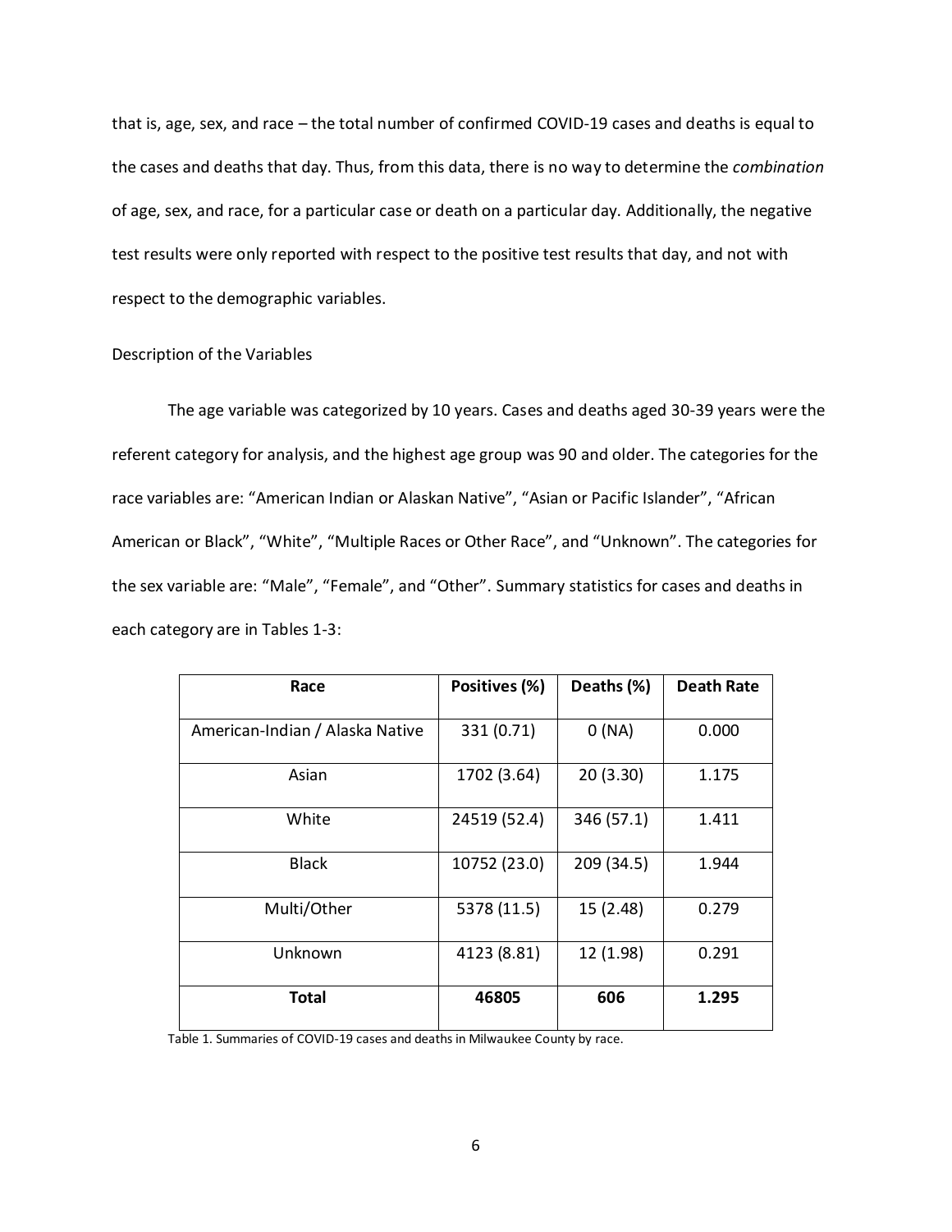that is, age, sex, and race – the total number of confirmed COVID-19 cases and deaths is equal to the cases and deaths that day. Thus, from this data, there is no way to determine the *combination* of age, sex, and race, for a particular case or death on a particular day. Additionally, the negative test results were only reported with respect to the positive test results that day, and not with respect to the demographic variables.

Description of the Variables

The age variable was categorized by 10 years. Cases and deaths aged 30-39 years were the referent category for analysis, and the highest age group was 90 and older. The categories for the race variables are: "American Indian or Alaskan Native", "Asian or Pacific Islander", "African American or Black", "White", "Multiple Races or Other Race", and "Unknown". The categories for the sex variable are: "Male", "Female", and "Other". Summary statistics for cases and deaths in each category are in Tables 1-3:

| Race | Positives (%) | Deaths (%) | Death Rate |
|---|---|---|---|
| American-Indian / Alaska Native | 331 (0.71) | 0 (NA) | 0.000 |
| Asian | 1702 (3.64) | 20 (3.30) | 1.175 |
| White | 24519 (52.4) | 346 (57.1) | 1.411 |
| Black | 10752 (23.0) | 209 (34.5) | 1.944 |
| Multi/Other | 5378 (11.5) | 15 (2.48) | 0.279 |
| Unknown | 4123 (8.81) | 12 (1.98) | 0.291 |
| **Total** | **46805** | **606** | **1.295** |

Table 1. Summaries of COVID-19 cases and deaths in Milwaukee County by race.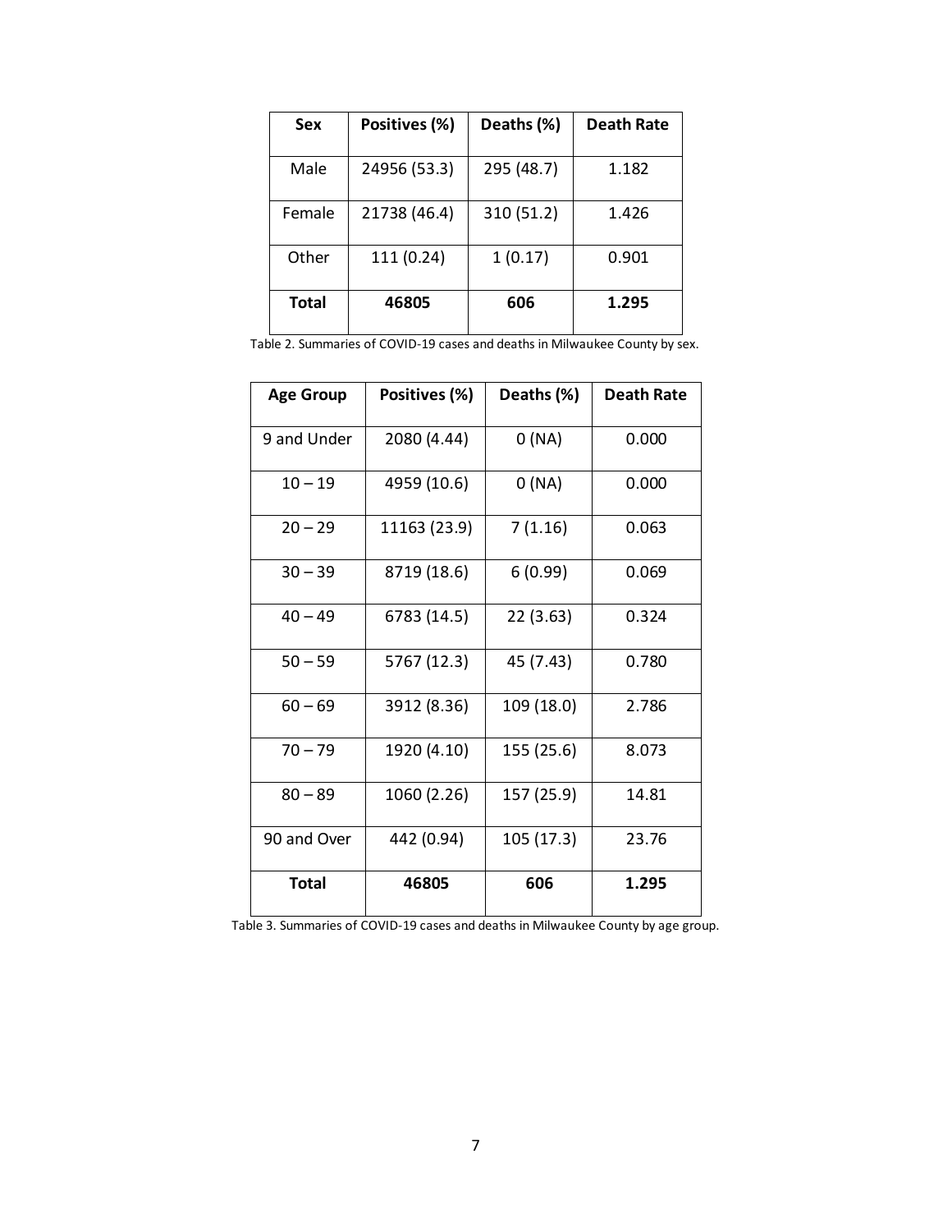| Sex | Positives (%) | Deaths (%) | Death Rate |
|---|---|---|---|
| Male | 24956 (53.3) | 295 (48.7) | 1.182 |
| Female | 21738 (46.4) | 310 (51.2) | 1.426 |
| Other | 111 (0.24) | 1 (0.17) | 0.901 |
| **Total** | **46805** | **606** | **1.295** |

Table 2. Summaries of COVID-19 cases and deaths in Milwaukee County by sex.

| Age Group | Positives (%) | Deaths (%) | Death Rate |
|---|---|---|---|
| 9 and Under | 2080 (4.44) | 0 (NA) | 0.000 |
| 10 – 19 | 4959 (10.6) | 0 (NA) | 0.000 |
| 20 – 29 | 11163 (23.9) | 7 (1.16) | 0.063 |
| 30 – 39 | 8719 (18.6) | 6 (0.99) | 0.069 |
| 40 – 49 | 6783 (14.5) | 22 (3.63) | 0.324 |
| 50 – 59 | 5767 (12.3) | 45 (7.43) | 0.780 |
| 60 – 69 | 3912 (8.36) | 109 (18.0) | 2.786 |
| 70 – 79 | 1920 (4.10) | 155 (25.6) | 8.073 |
| 80 – 89 | 1060 (2.26) | 157 (25.9) | 14.81 |
| 90 and Over | 442 (0.94) | 105 (17.3) | 23.76 |
| **Total** | **46805** | **606** | **1.295** |

Table 3. Summaries of COVID-19 cases and deaths in Milwaukee County by age group.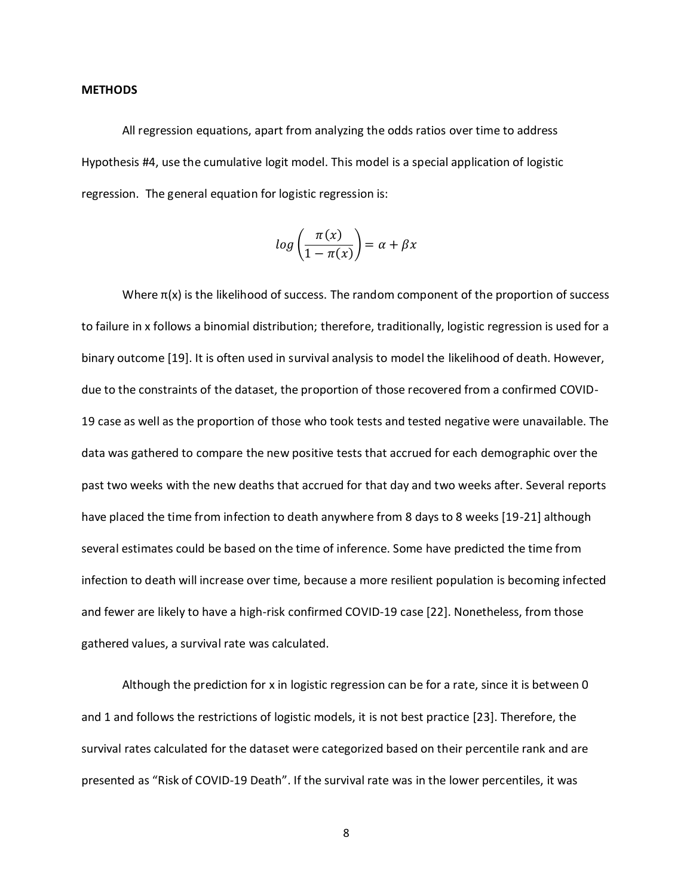**METHODS**

All regression equations, apart from analyzing the odds ratios over time to address Hypothesis #4, use the cumulative logit model. This model is a special application of logistic regression. The general equation for logistic regression is:

$$log\left(\frac{\pi(x)}{1-\pi(x)}\right) = \alpha + \beta x$$

Where $\pi(x)$ is the likelihood of success. The random component of the proportion of success to failure in x follows a binomial distribution; therefore, traditionally, logistic regression is used for a binary outcome [19]. It is often used in survival analysis to model the likelihood of death. However, due to the constraints of the dataset, the proportion of those recovered from a confirmed COVID-19 case as well as the proportion of those who took tests and tested negative were unavailable. The data was gathered to compare the new positive tests that accrued for each demographic over the past two weeks with the new deaths that accrued for that day and two weeks after. Several reports have placed the time from infection to death anywhere from 8 days to 8 weeks [19-21] although several estimates could be based on the time of inference. Some have predicted the time from infection to death will increase over time, because a more resilient population is becoming infected and fewer are likely to have a high-risk confirmed COVID-19 case [22]. Nonetheless, from those gathered values, a survival rate was calculated.

Although the prediction for x in logistic regression can be for a rate, since it is between 0 and 1 and follows the restrictions of logistic models, it is not best practice [23]. Therefore, the survival rates calculated for the dataset were categorized based on their percentile rank and are presented as "Risk of COVID-19 Death". If the survival rate was in the lower percentiles, it was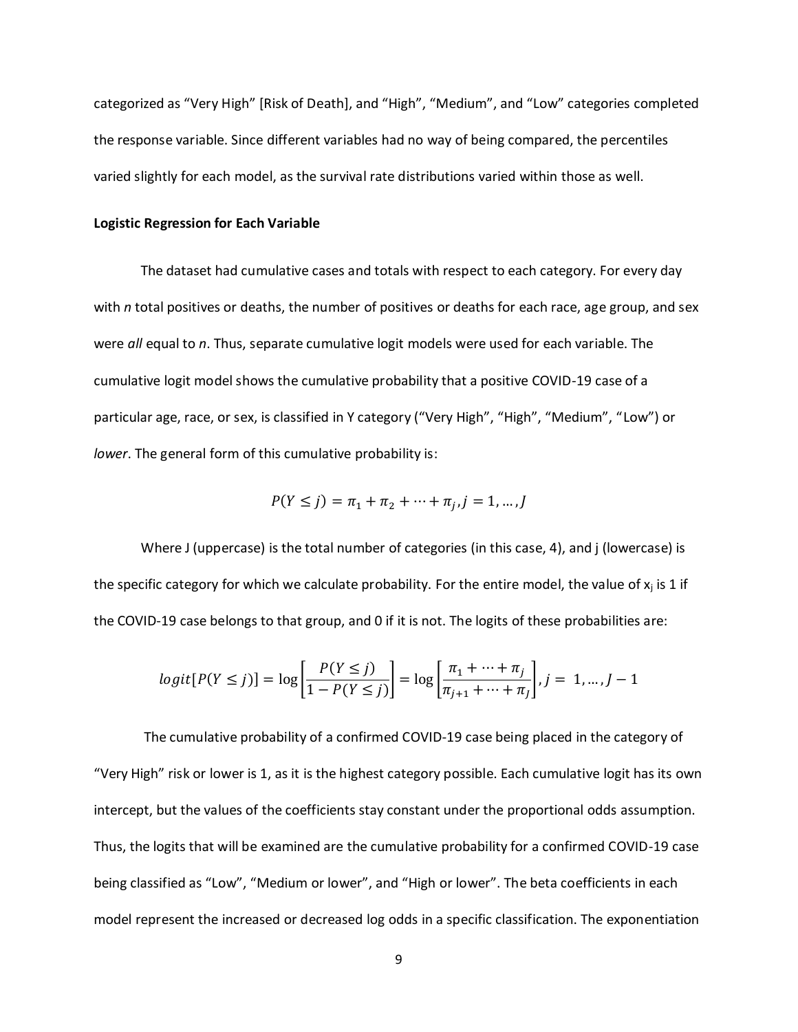categorized as "Very High" [Risk of Death], and "High", "Medium", and "Low" categories completed the response variable. Since different variables had no way of being compared, the percentiles varied slightly for each model, as the survival rate distributions varied within those as well.

**Logistic Regression for Each Variable**

The dataset had cumulative cases and totals with respect to each category. For every day with *n* total positives or deaths, the number of positives or deaths for each race, age group, and sex were *all* equal to *n*. Thus, separate cumulative logit models were used for each variable. The cumulative logit model shows the cumulative probability that a positive COVID-19 case of a particular age, race, or sex, is classified in Y category ("Very High", "High", "Medium", "Low") or *lower*. The general form of this cumulative probability is:

$$P(Y \leq j) = \pi_1 + \pi_2 + \cdots + \pi_j, j = 1, \ldots, J$$

Where J (uppercase) is the total number of categories (in this case, 4), and j (lowercase) is the specific category for which we calculate probability. For the entire model, the value of $x_j$ is 1 if the COVID-19 case belongs to that group, and 0 if it is not. The logits of these probabilities are:

$$logit[P(Y \leq j)] = \log\left[\frac{P(Y \leq j)}{1 - P(Y \leq j)}\right] = \log\left[\frac{\pi_1 + \cdots + \pi_j}{\pi_{j+1} + \cdots + \pi_J}\right], j = 1, \ldots, J - 1$$

The cumulative probability of a confirmed COVID-19 case being placed in the category of "Very High" risk or lower is 1, as it is the highest category possible. Each cumulative logit has its own intercept, but the values of the coefficients stay constant under the proportional odds assumption. Thus, the logits that will be examined are the cumulative probability for a confirmed COVID-19 case being classified as "Low", "Medium or lower", and "High or lower". The beta coefficients in each model represent the increased or decreased log odds in a specific classification. The exponentiation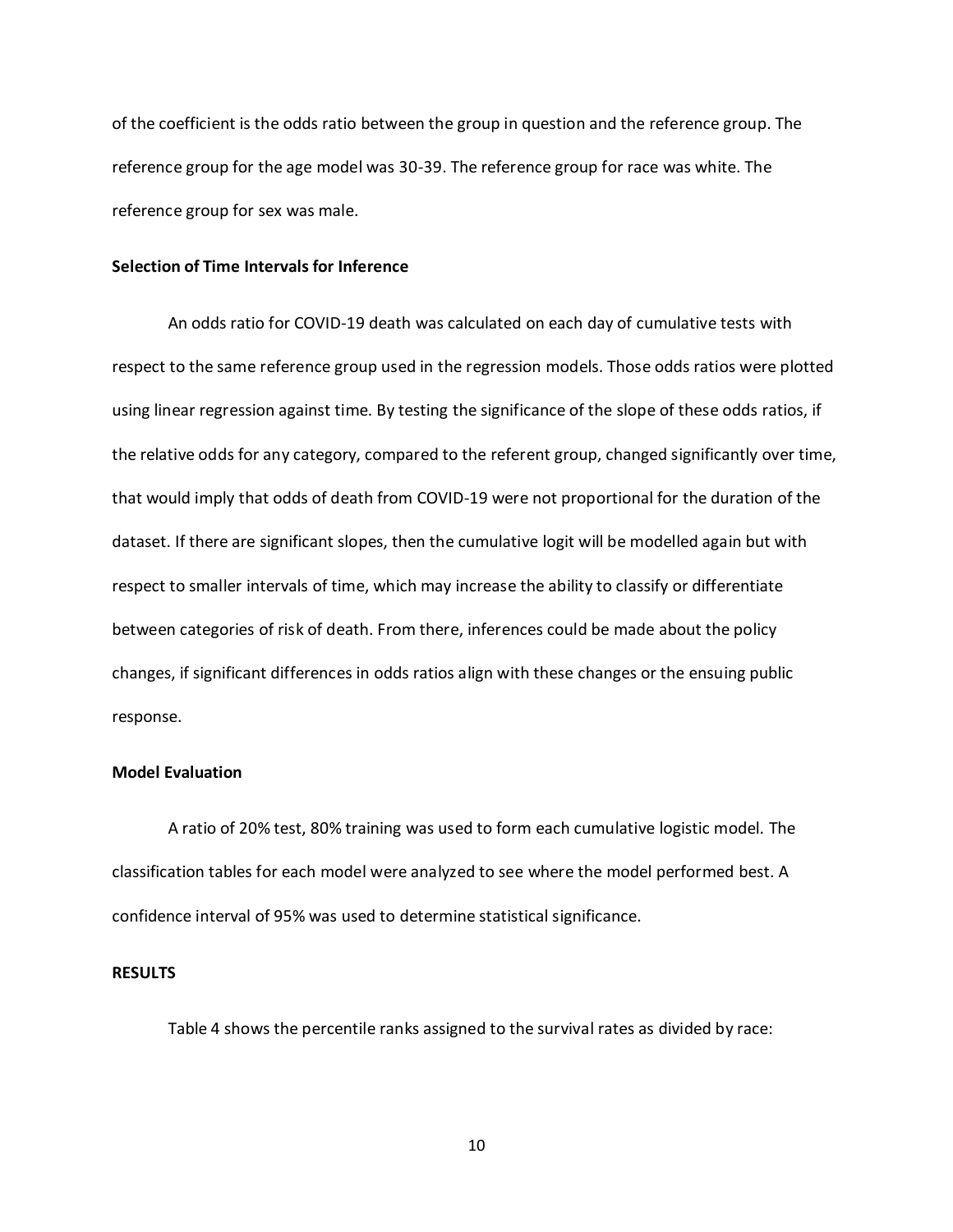of the coefficient is the odds ratio between the group in question and the reference group. The reference group for the age model was 30-39. The reference group for race was white. The reference group for sex was male.

**Selection of Time Intervals for Inference**

An odds ratio for COVID-19 death was calculated on each day of cumulative tests with respect to the same reference group used in the regression models. Those odds ratios were plotted using linear regression against time. By testing the significance of the slope of these odds ratios, if the relative odds for any category, compared to the referent group, changed significantly over time, that would imply that odds of death from COVID-19 were not proportional for the duration of the dataset. If there are significant slopes, then the cumulative logit will be modelled again but with respect to smaller intervals of time, which may increase the ability to classify or differentiate between categories of risk of death. From there, inferences could be made about the policy changes, if significant differences in odds ratios align with these changes or the ensuing public response.

**Model Evaluation**

A ratio of 20% test, 80% training was used to form each cumulative logistic model. The classification tables for each model were analyzed to see where the model performed best. A confidence interval of 95% was used to determine statistical significance.

**RESULTS**

Table 4 shows the percentile ranks assigned to the survival rates as divided by race: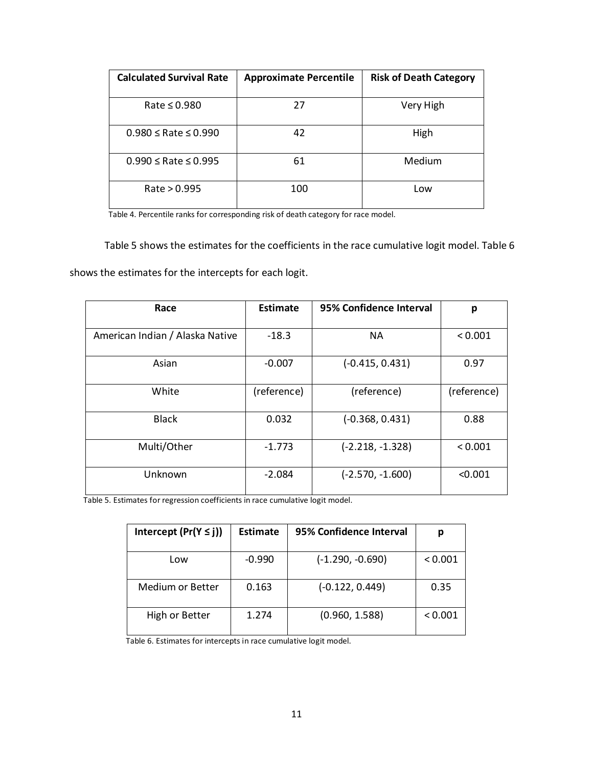| Calculated Survival Rate | Approximate Percentile | Risk of Death Category |
|---|---|---|
| Rate ≤ 0.980 | 27 | Very High |
| 0.980 ≤ Rate ≤ 0.990 | 42 | High |
| 0.990 ≤ Rate ≤ 0.995 | 61 | Medium |
| Rate > 0.995 | 100 | Low |

Table 4. Percentile ranks for corresponding risk of death category for race model.

Table 5 shows the estimates for the coefficients in the race cumulative logit model. Table 6 shows the estimates for the intercepts for each logit.

| Race | Estimate | 95% Confidence Interval | p |
|---|---|---|---|
| American Indian / Alaska Native | -18.3 | NA | < 0.001 |
| Asian | -0.007 | (-0.415, 0.431) | 0.97 |
| White | (reference) | (reference) | (reference) |
| Black | 0.032 | (-0.368, 0.431) | 0.88 |
| Multi/Other | -1.773 | (-2.218, -1.328) | < 0.001 |
| Unknown | -2.084 | (-2.570, -1.600) | <0.001 |

Table 5. Estimates for regression coefficients in race cumulative logit model.

| Intercept ($Pr(Y \leq j)$) | Estimate | 95% Confidence Interval | p |
|---|---|---|---|
| Low | -0.990 | (-1.290, -0.690) | < 0.001 |
| Medium or Better | 0.163 | (-0.122, 0.449) | 0.35 |
| High or Better | 1.274 | (0.960, 1.588) | < 0.001 |

Table 6. Estimates for intercepts in race cumulative logit model.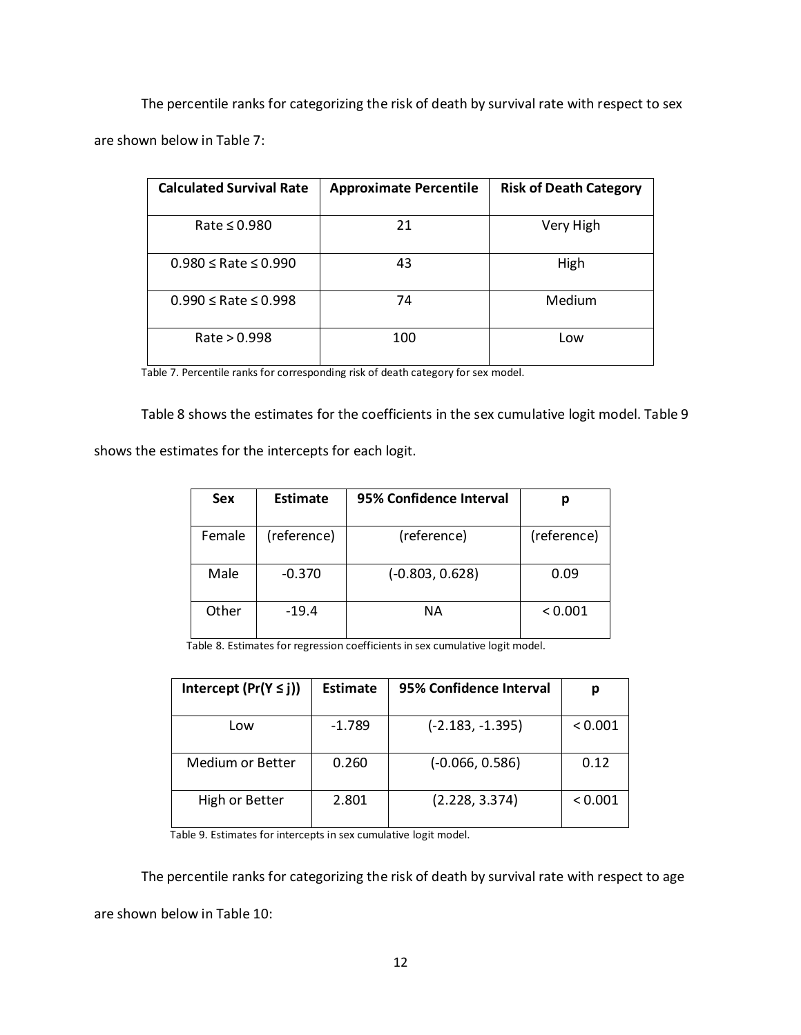The percentile ranks for categorizing the risk of death by survival rate with respect to sex are shown below in Table 7:

| Calculated Survival Rate | Approximate Percentile | Risk of Death Category |
|---|---|---|
| Rate ≤ 0.980 | 21 | Very High |
| 0.980 ≤ Rate ≤ 0.990 | 43 | High |
| 0.990 ≤ Rate ≤ 0.998 | 74 | Medium |
| Rate > 0.998 | 100 | Low |

Table 7. Percentile ranks for corresponding risk of death category for sex model.

Table 8 shows the estimates for the coefficients in the sex cumulative logit model. Table 9 shows the estimates for the intercepts for each logit.

| Sex | Estimate | 95% Confidence Interval | p |
|---|---|---|---|
| Female | (reference) | (reference) | (reference) |
| Male | -0.370 | (-0.803, 0.628) | 0.09 |
| Other | -19.4 | NA | < 0.001 |

Table 8. Estimates for regression coefficients in sex cumulative logit model.

| Intercept (Pr(Y ≤ j)) | Estimate | 95% Confidence Interval | p |
|---|---|---|---|
| Low | -1.789 | (-2.183, -1.395) | < 0.001 |
| Medium or Better | 0.260 | (-0.066, 0.586) | 0.12 |
| High or Better | 2.801 | (2.228, 3.374) | < 0.001 |

Table 9. Estimates for intercepts in sex cumulative logit model.

The percentile ranks for categorizing the risk of death by survival rate with respect to age are shown below in Table 10: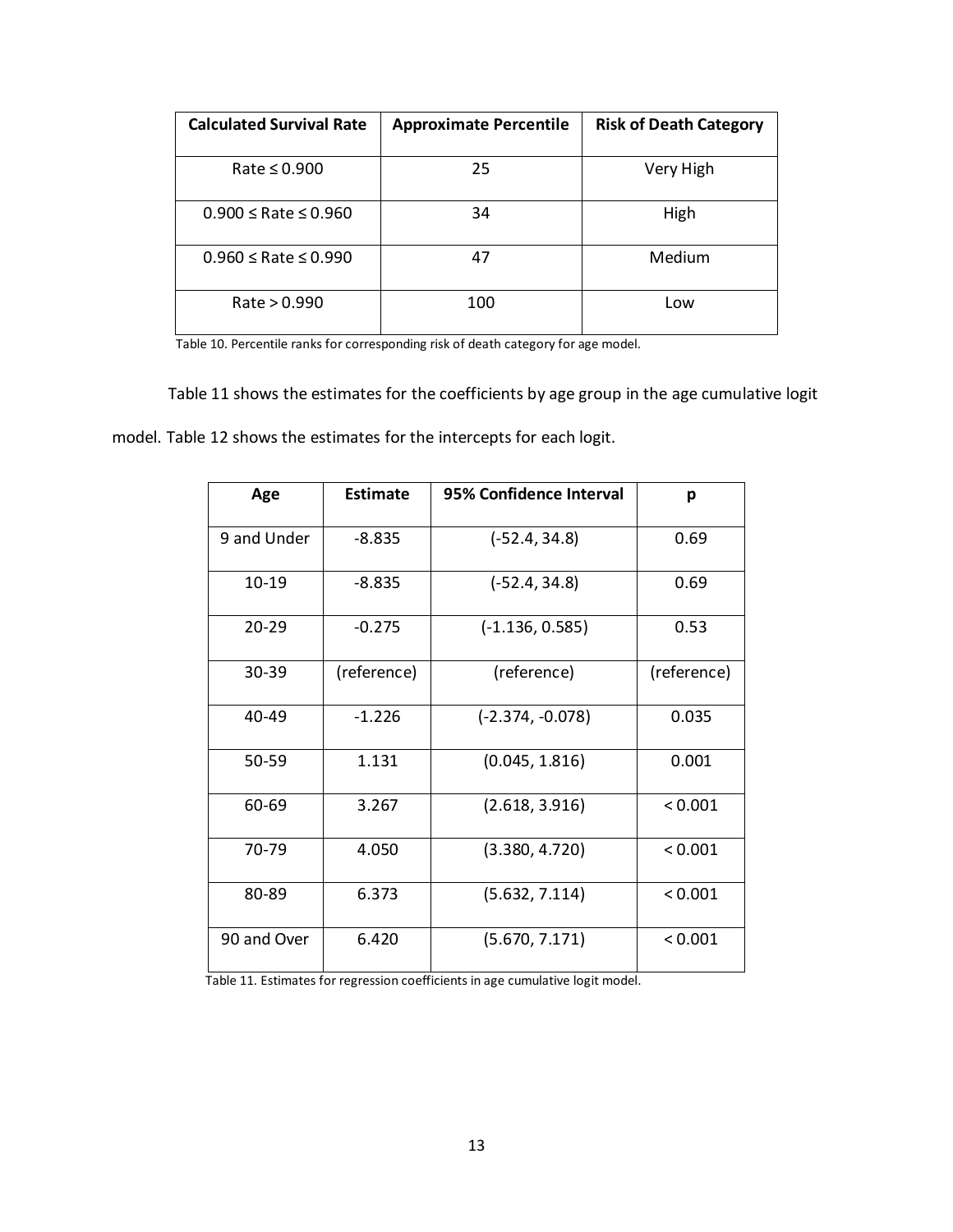| Calculated Survival Rate | Approximate Percentile | Risk of Death Category |
|---|---|---|
| Rate ≤ 0.900 | 25 | Very High |
| 0.900 ≤ Rate ≤ 0.960 | 34 | High |
| 0.960 ≤ Rate ≤ 0.990 | 47 | Medium |
| Rate > 0.990 | 100 | Low |

Table 10. Percentile ranks for corresponding risk of death category for age model.

Table 11 shows the estimates for the coefficients by age group in the age cumulative logit model. Table 12 shows the estimates for the intercepts for each logit.

| Age | Estimate | 95% Confidence Interval | p |
|---|---|---|---|
| 9 and Under | -8.835 | (-52.4, 34.8) | 0.69 |
| 10-19 | -8.835 | (-52.4, 34.8) | 0.69 |
| 20-29 | -0.275 | (-1.136, 0.585) | 0.53 |
| 30-39 | (reference) | (reference) | (reference) |
| 40-49 | -1.226 | (-2.374, -0.078) | 0.035 |
| 50-59 | 1.131 | (0.045, 1.816) | 0.001 |
| 60-69 | 3.267 | (2.618, 3.916) | < 0.001 |
| 70-79 | 4.050 | (3.380, 4.720) | < 0.001 |
| 80-89 | 6.373 | (5.632, 7.114) | < 0.001 |
| 90 and Over | 6.420 | (5.670, 7.171) | < 0.001 |

Table 11. Estimates for regression coefficients in age cumulative logit model.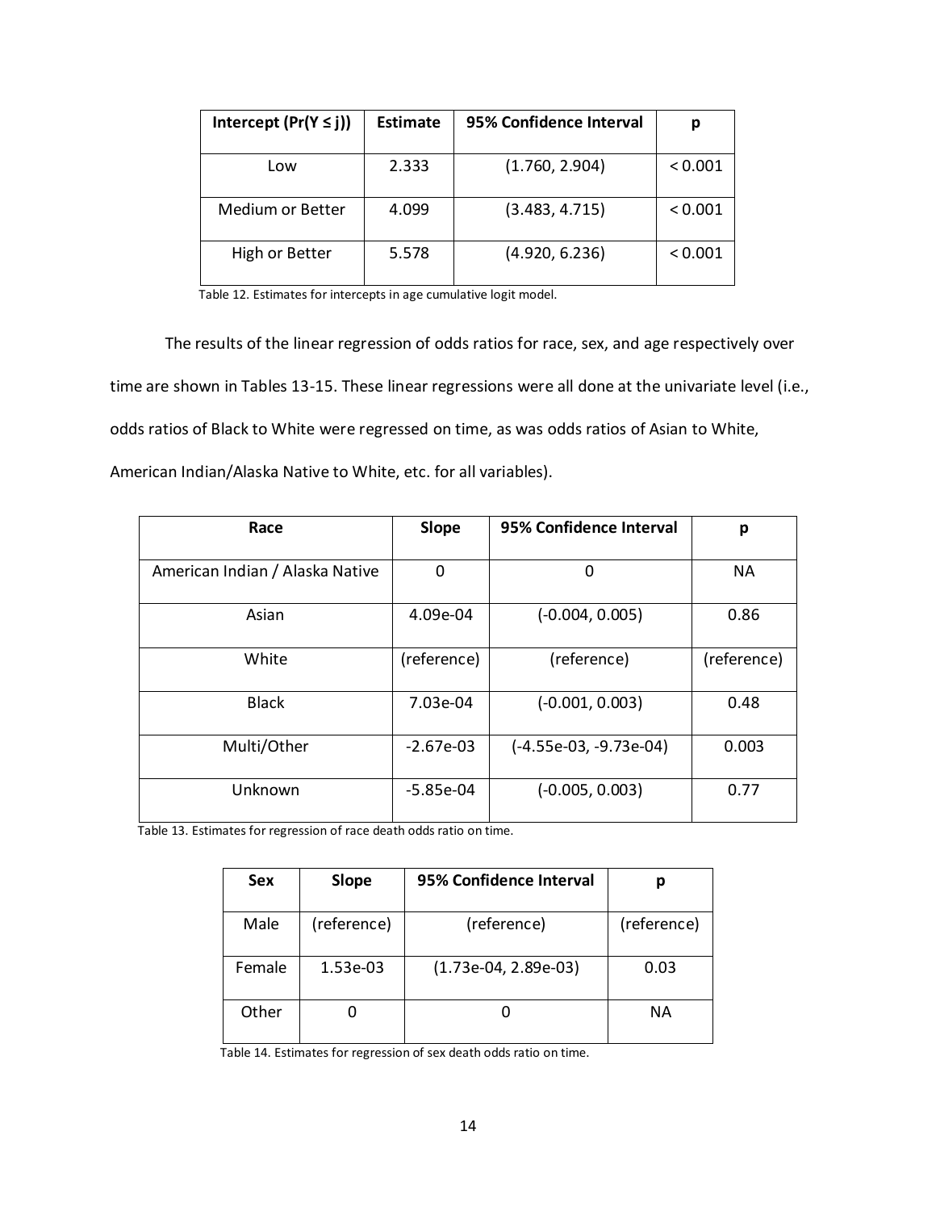| Intercept ($Pr(Y \leq j)$) | Estimate | 95% Confidence Interval | p |
|---|---|---|---|
| Low | 2.333 | (1.760, 2.904) | < 0.001 |
| Medium or Better | 4.099 | (3.483, 4.715) | < 0.001 |
| High or Better | 5.578 | (4.920, 6.236) | < 0.001 |

Table 12. Estimates for intercepts in age cumulative logit model.

The results of the linear regression of odds ratios for race, sex, and age respectively over time are shown in Tables 13-15. These linear regressions were all done at the univariate level (i.e., odds ratios of Black to White were regressed on time, as was odds ratios of Asian to White, American Indian/Alaska Native to White, etc. for all variables).

| Race | Slope | 95% Confidence Interval | p |
|---|---|---|---|
| American Indian / Alaska Native | 0 | 0 | NA |
| Asian | 4.09e-04 | (-0.004, 0.005) | 0.86 |
| White | (reference) | (reference) | (reference) |
| Black | 7.03e-04 | (-0.001, 0.003) | 0.48 |
| Multi/Other | -2.67e-03 | (-4.55e-03, -9.73e-04) | 0.003 |
| Unknown | -5.85e-04 | (-0.005, 0.003) | 0.77 |

Table 13. Estimates for regression of race death odds ratio on time.

| Sex | Slope | 95% Confidence Interval | p |
|---|---|---|---|
| Male | (reference) | (reference) | (reference) |
| Female | 1.53e-03 | (1.73e-04, 2.89e-03) | 0.03 |
| Other | 0 | 0 | NA |

Table 14. Estimates for regression of sex death odds ratio on time.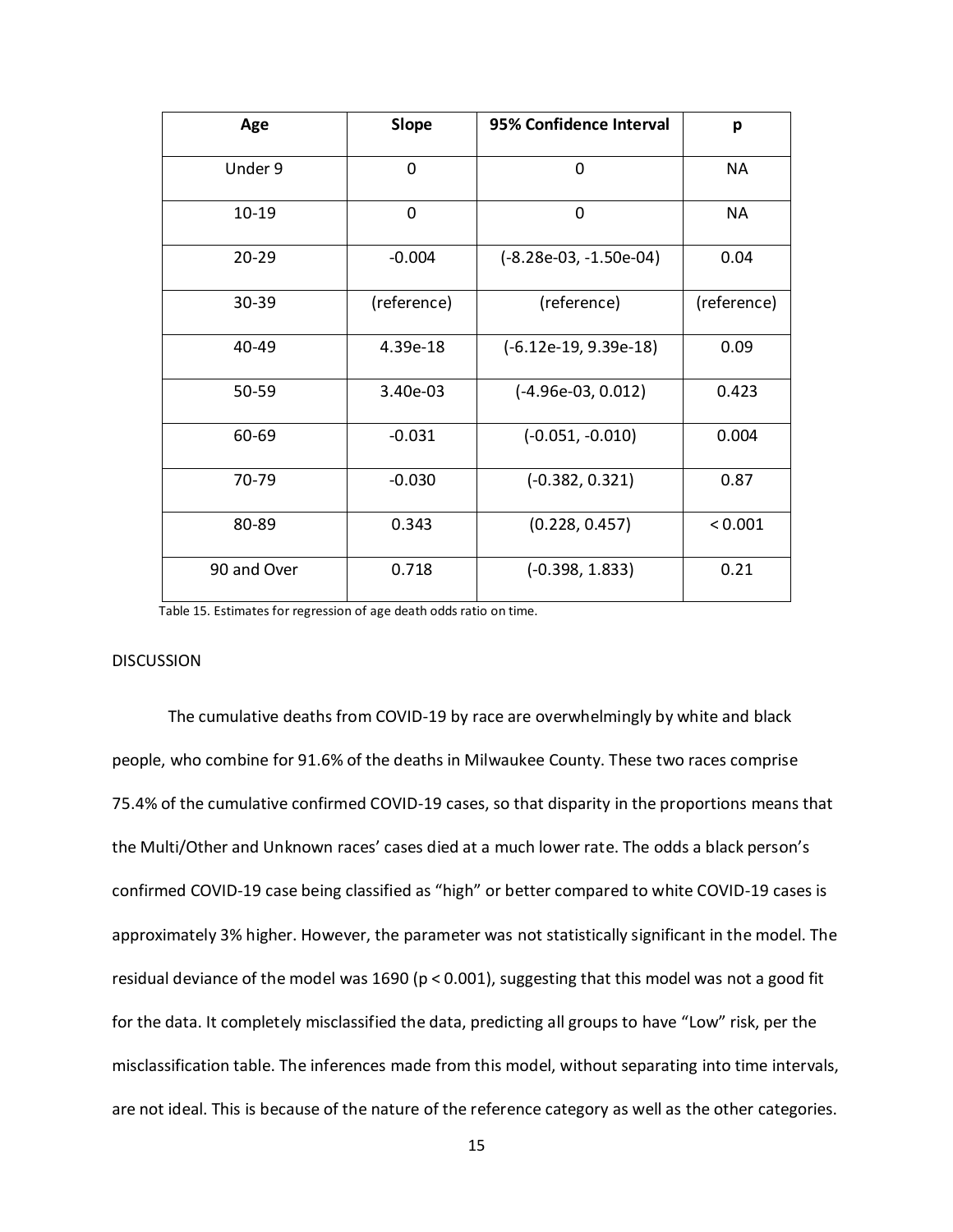| Age | Slope | 95% Confidence Interval | p |
|---|---|---|---|
| Under 9 | 0 | 0 | NA |
| 10-19 | 0 | 0 | NA |
| 20-29 | -0.004 | (-8.28e-03, -1.50e-04) | 0.04 |
| 30-39 | (reference) | (reference) | (reference) |
| 40-49 | 4.39e-18 | (-6.12e-19, 9.39e-18) | 0.09 |
| 50-59 | 3.40e-03 | (-4.96e-03, 0.012) | 0.423 |
| 60-69 | -0.031 | (-0.051, -0.010) | 0.004 |
| 70-79 | -0.030 | (-0.382, 0.321) | 0.87 |
| 80-89 | 0.343 | (0.228, 0.457) | < 0.001 |
| 90 and Over | 0.718 | (-0.398, 1.833) | 0.21 |

Table 15. Estimates for regression of age death odds ratio on time.

## DISCUSSION

The cumulative deaths from COVID-19 by race are overwhelmingly by white and black people, who combine for 91.6% of the deaths in Milwaukee County. These two races comprise 75.4% of the cumulative confirmed COVID-19 cases, so that disparity in the proportions means that the Multi/Other and Unknown races' cases died at a much lower rate. The odds a black person's confirmed COVID-19 case being classified as "high" or better compared to white COVID-19 cases is approximately 3% higher. However, the parameter was not statistically significant in the model. The residual deviance of the model was 1690 ($p < 0.001$), suggesting that this model was not a good fit for the data. It completely misclassified the data, predicting all groups to have "Low" risk, per the misclassification table. The inferences made from this model, without separating into time intervals, are not ideal. This is because of the nature of the reference category as well as the other categories.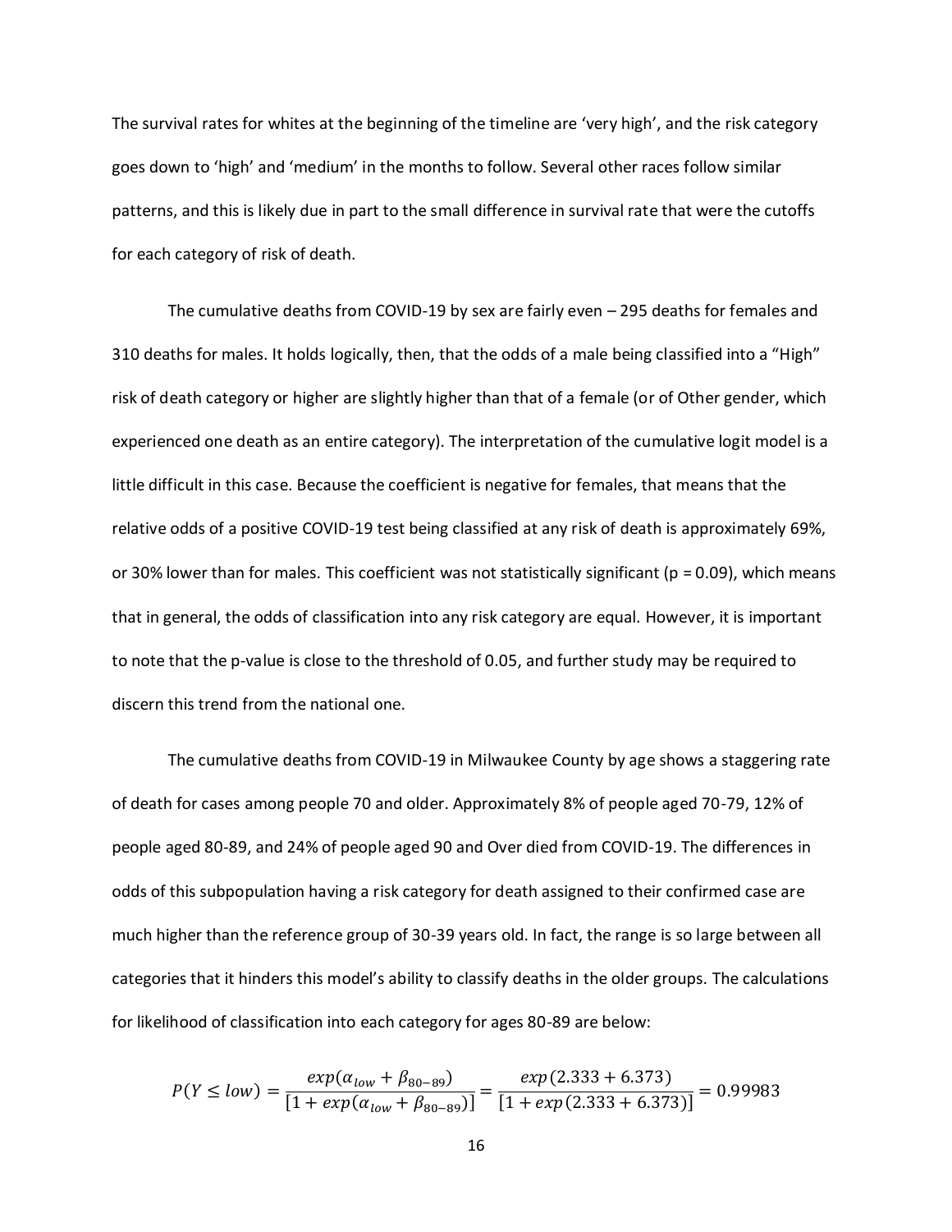The survival rates for whites at the beginning of the timeline are 'very high', and the risk category goes down to 'high' and 'medium' in the months to follow. Several other races follow similar patterns, and this is likely due in part to the small difference in survival rate that were the cutoffs for each category of risk of death.

The cumulative deaths from COVID-19 by sex are fairly even – 295 deaths for females and 310 deaths for males. It holds logically, then, that the odds of a male being classified into a "High" risk of death category or higher are slightly higher than that of a female (or of Other gender, which experienced one death as an entire category). The interpretation of the cumulative logit model is a little difficult in this case. Because the coefficient is negative for females, that means that the relative odds of a positive COVID-19 test being classified at any risk of death is approximately 69%, or 30% lower than for males. This coefficient was not statistically significant ($p = 0.09$), which means that in general, the odds of classification into any risk category are equal. However, it is important to note that the p-value is close to the threshold of 0.05, and further study may be required to discern this trend from the national one.

The cumulative deaths from COVID-19 in Milwaukee County by age shows a staggering rate of death for cases among people 70 and older. Approximately 8% of people aged 70-79, 12% of people aged 80-89, and 24% of people aged 90 and Over died from COVID-19. The differences in odds of this subpopulation having a risk category for death assigned to their confirmed case are much higher than the reference group of 30-39 years old. In fact, the range is so large between all categories that it hinders this model's ability to classify deaths in the older groups. The calculations for likelihood of classification into each category for ages 80-89 are below:

$$P(Y \leq low) = \frac{exp(\alpha_{low} + \beta_{80-89})}{[1 + exp(\alpha_{low} + \beta_{80-89})]} = \frac{exp(2.333 + 6.373)}{[1 + exp(2.333 + 6.373)]} = 0.99983$$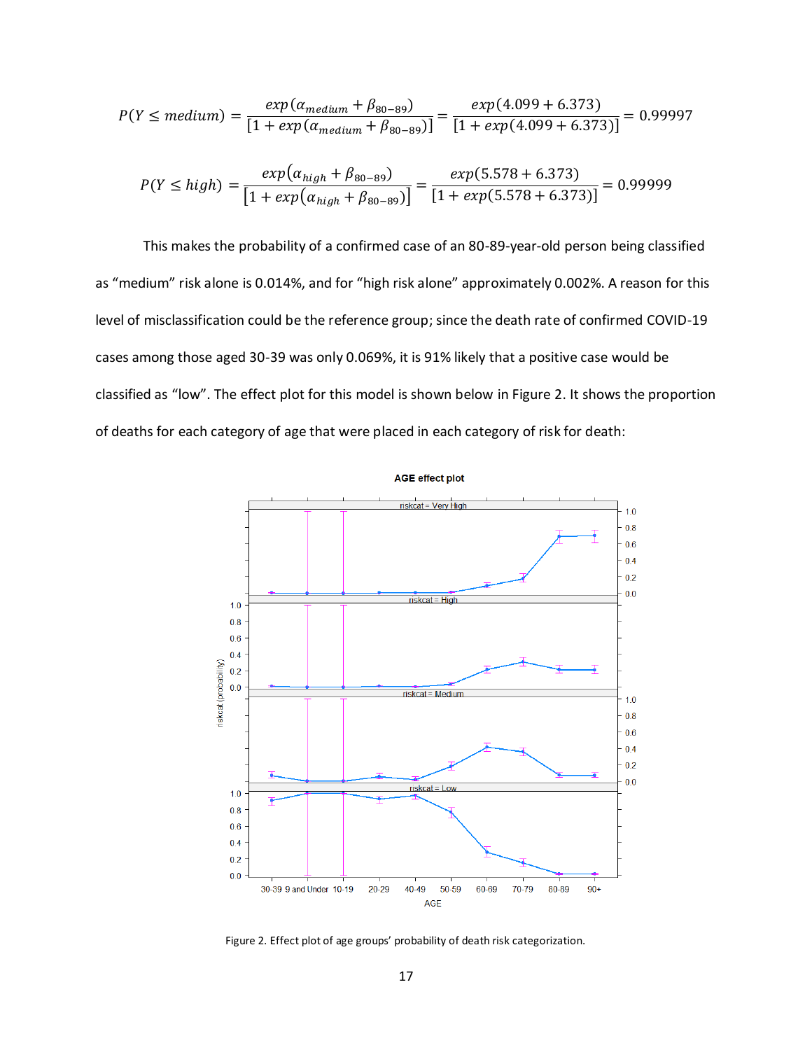$$P(Y \leq medium) = \frac{exp(\alpha_{medium} + \beta_{80-89})}{[1 + exp(\alpha_{medium} + \beta_{80-89})]} = \frac{exp(4.099 + 6.373)}{[1 + exp(4.099 + 6.373)]} = 0.99997$$

$$P(Y \leq high) = \frac{exp(\alpha_{high} + \beta_{80-89})}{[1 + exp(\alpha_{high} + \beta_{80-89})]} = \frac{exp(5.578 + 6.373)}{[1 + exp(5.578 + 6.373)]} = 0.99999$$

This makes the probability of a confirmed case of an 80-89-year-old person being classified as "medium" risk alone is 0.014%, and for "high risk alone" approximately 0.002%. A reason for this level of misclassification could be the reference group; since the death rate of confirmed COVID-19 cases among those aged 30-39 was only 0.069%, it is 91% likely that a positive case would be classified as "low". The effect plot for this model is shown below in Figure 2. It shows the proportion of deaths for each category of age that were placed in each category of risk for death:

Figure 2. Effect plot of age groups' probability of death risk categorization.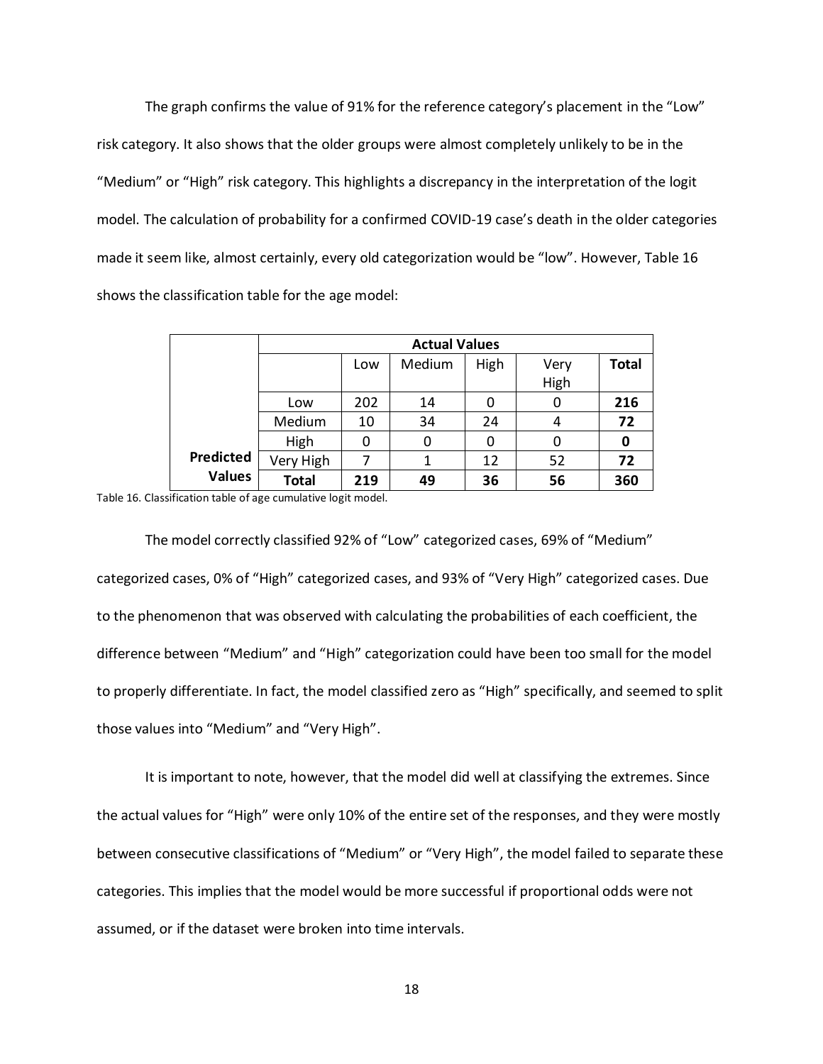The graph confirms the value of 91% for the reference category's placement in the "Low" risk category. It also shows that the older groups were almost completely unlikely to be in the "Medium" or "High" risk category. This highlights a discrepancy in the interpretation of the logit model. The calculation of probability for a confirmed COVID-19 case's death in the older categories made it seem like, almost certainly, every old categorization would be "low". However, Table 16 shows the classification table for the age model:

| | | Actual Values | | | | |
|---|---|---|---|---|---|---|
| | | Low | Medium | High | Very High | **Total** |
| | Low | 202 | 14 | 0 | 0 | **216** |
| | Medium | 10 | 34 | 24 | 4 | **72** |
| | High | 0 | 0 | 0 | 0 | **0** |
| **Predicted Values** | Very High | 7 | 1 | 12 | 52 | **72** |
| | **Total** | **219** | **49** | **36** | **56** | **360** |

Table 16. Classification table of age cumulative logit model.

The model correctly classified 92% of "Low" categorized cases, 69% of "Medium" categorized cases, 0% of "High" categorized cases, and 93% of "Very High" categorized cases. Due to the phenomenon that was observed with calculating the probabilities of each coefficient, the difference between "Medium" and "High" categorization could have been too small for the model to properly differentiate. In fact, the model classified zero as "High" specifically, and seemed to split those values into "Medium" and "Very High".

It is important to note, however, that the model did well at classifying the extremes. Since the actual values for "High" were only 10% of the entire set of the responses, and they were mostly between consecutive classifications of "Medium" or "Very High", the model failed to separate these categories. This implies that the model would be more successful if proportional odds were not assumed, or if the dataset were broken into time intervals.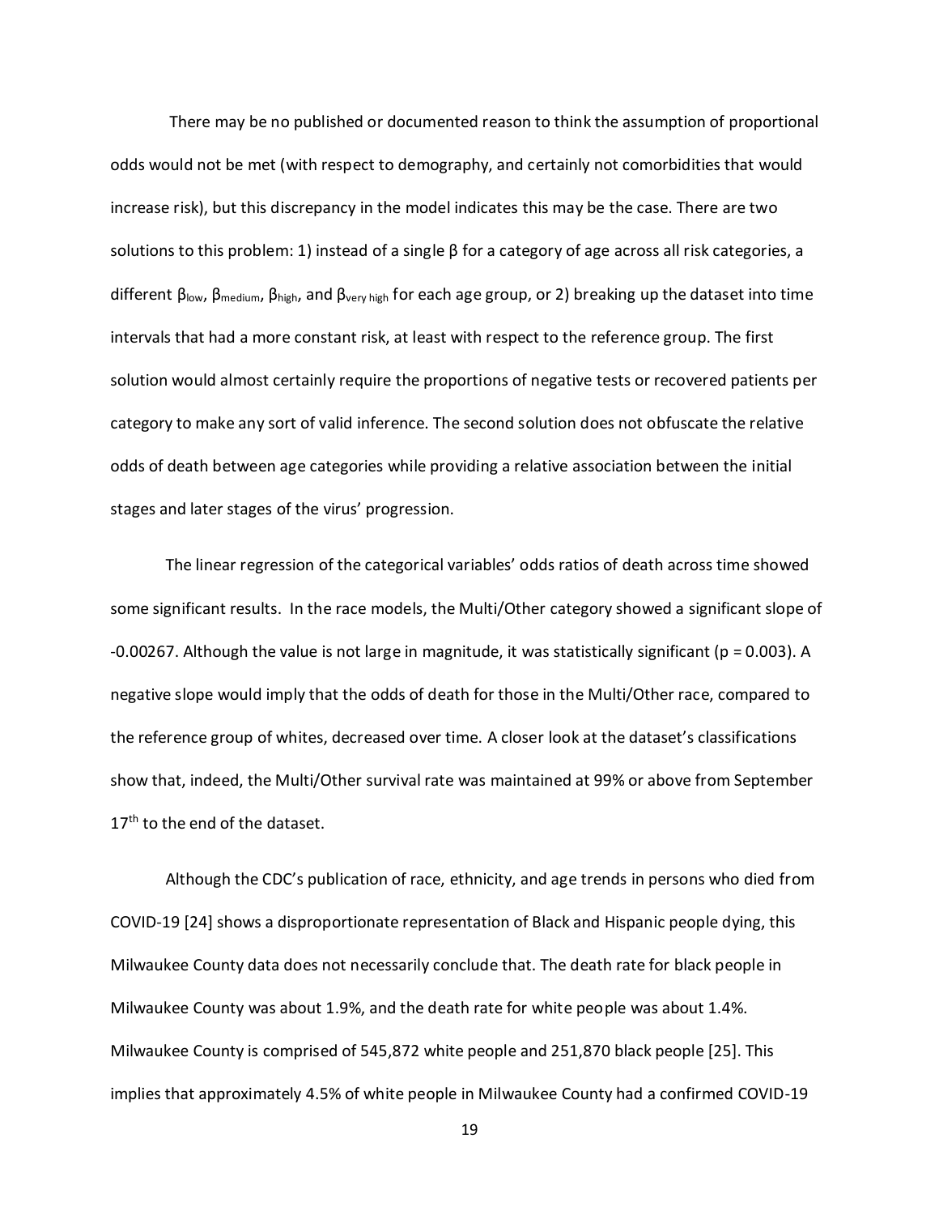There may be no published or documented reason to think the assumption of proportional odds would not be met (with respect to demography, and certainly not comorbidities that would increase risk), but this discrepancy in the model indicates this may be the case. There are two solutions to this problem: 1) instead of a single β for a category of age across all risk categories, a different $\beta_{low}$, $\beta_{medium}$, $\beta_{high}$, and $\beta_{very\ high}$ for each age group, or 2) breaking up the dataset into time intervals that had a more constant risk, at least with respect to the reference group. The first solution would almost certainly require the proportions of negative tests or recovered patients per category to make any sort of valid inference. The second solution does not obfuscate the relative odds of death between age categories while providing a relative association between the initial stages and later stages of the virus' progression.

The linear regression of the categorical variables' odds ratios of death across time showed some significant results. In the race models, the Multi/Other category showed a significant slope of -0.00267. Although the value is not large in magnitude, it was statistically significant ($p = 0.003$). A negative slope would imply that the odds of death for those in the Multi/Other race, compared to the reference group of whites, decreased over time. A closer look at the dataset's classifications show that, indeed, the Multi/Other survival rate was maintained at 99% or above from September 17th to the end of the dataset.

Although the CDC's publication of race, ethnicity, and age trends in persons who died from COVID-19 [24] shows a disproportionate representation of Black and Hispanic people dying, this Milwaukee County data does not necessarily conclude that. The death rate for black people in Milwaukee County was about 1.9%, and the death rate for white people was about 1.4%. Milwaukee County is comprised of 545,872 white people and 251,870 black people [25]. This implies that approximately 4.5% of white people in Milwaukee County had a confirmed COVID-19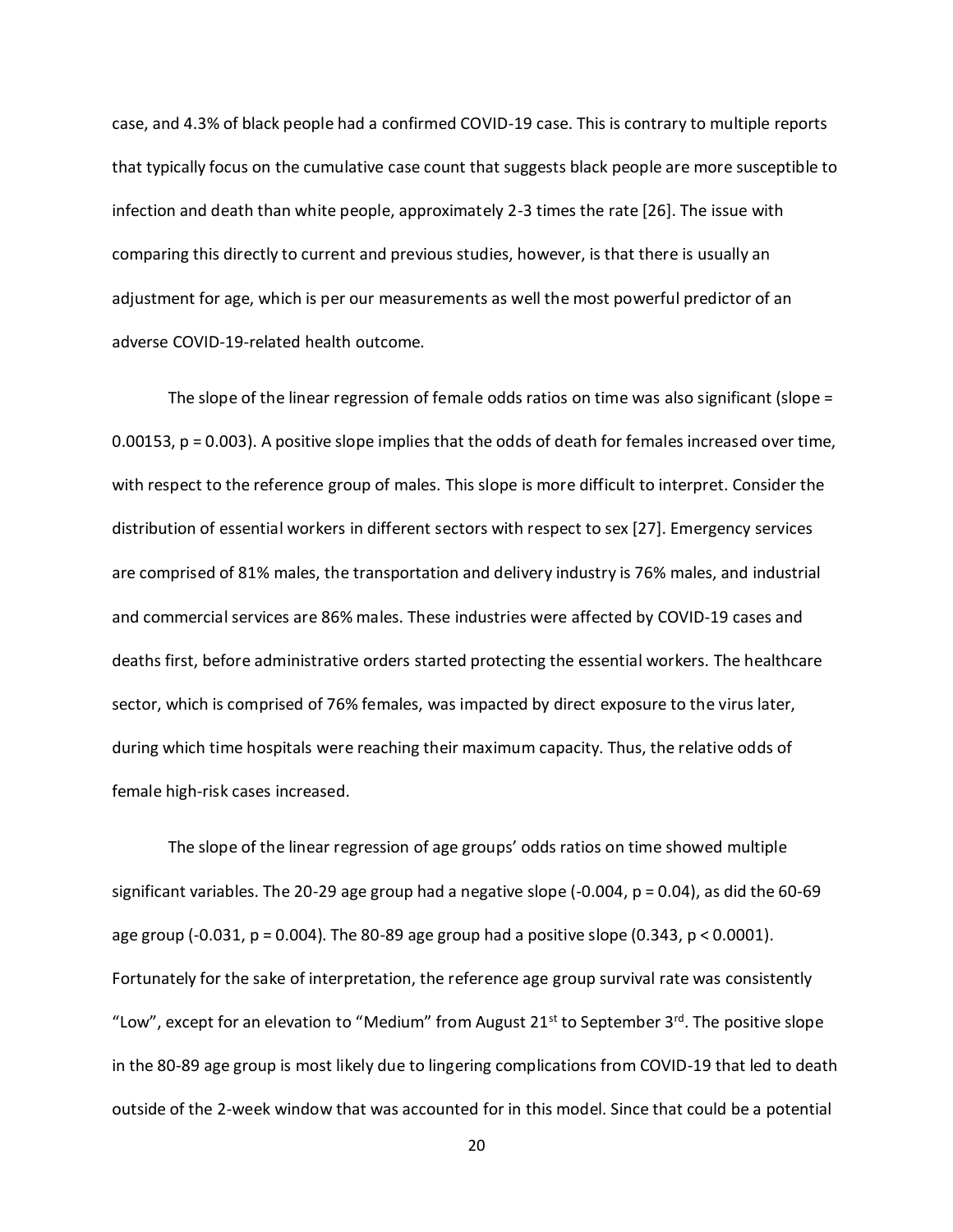case, and 4.3% of black people had a confirmed COVID-19 case. This is contrary to multiple reports that typically focus on the cumulative case count that suggests black people are more susceptible to infection and death than white people, approximately 2-3 times the rate [26]. The issue with comparing this directly to current and previous studies, however, is that there is usually an adjustment for age, which is per our measurements as well the most powerful predictor of an adverse COVID-19-related health outcome.

The slope of the linear regression of female odds ratios on time was also significant (slope = 0.00153, $p = 0.003$). A positive slope implies that the odds of death for females increased over time, with respect to the reference group of males. This slope is more difficult to interpret. Consider the distribution of essential workers in different sectors with respect to sex [27]. Emergency services are comprised of 81% males, the transportation and delivery industry is 76% males, and industrial and commercial services are 86% males. These industries were affected by COVID-19 cases and deaths first, before administrative orders started protecting the essential workers. The healthcare sector, which is comprised of 76% females, was impacted by direct exposure to the virus later, during which time hospitals were reaching their maximum capacity. Thus, the relative odds of female high-risk cases increased.

The slope of the linear regression of age groups' odds ratios on time showed multiple significant variables. The 20-29 age group had a negative slope (-0.004, $p = 0.04$), as did the 60-69 age group (-0.031, $p = 0.004$). The 80-89 age group had a positive slope (0.343, $p < 0.0001$). Fortunately for the sake of interpretation, the reference age group survival rate was consistently "Low", except for an elevation to "Medium" from August 21st to September 3rd. The positive slope in the 80-89 age group is most likely due to lingering complications from COVID-19 that led to death outside of the 2-week window that was accounted for in this model. Since that could be a potential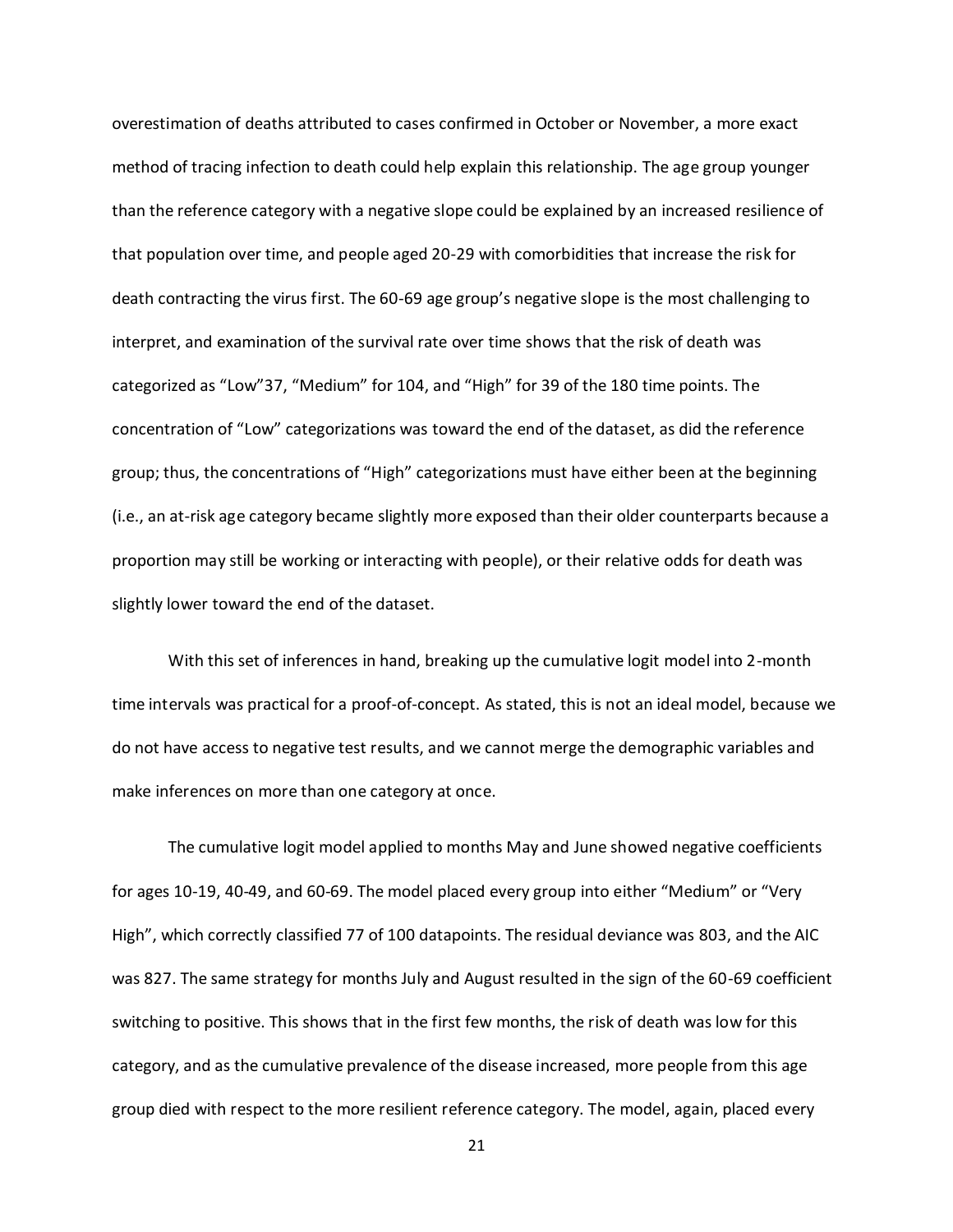overestimation of deaths attributed to cases confirmed in October or November, a more exact method of tracing infection to death could help explain this relationship. The age group younger than the reference category with a negative slope could be explained by an increased resilience of that population over time, and people aged 20-29 with comorbidities that increase the risk for death contracting the virus first. The 60-69 age group's negative slope is the most challenging to interpret, and examination of the survival rate over time shows that the risk of death was categorized as "Low"37, "Medium" for 104, and "High" for 39 of the 180 time points. The concentration of "Low" categorizations was toward the end of the dataset, as did the reference group; thus, the concentrations of "High" categorizations must have either been at the beginning (i.e., an at-risk age category became slightly more exposed than their older counterparts because a proportion may still be working or interacting with people), or their relative odds for death was slightly lower toward the end of the dataset.

With this set of inferences in hand, breaking up the cumulative logit model into 2-month time intervals was practical for a proof-of-concept. As stated, this is not an ideal model, because we do not have access to negative test results, and we cannot merge the demographic variables and make inferences on more than one category at once.

The cumulative logit model applied to months May and June showed negative coefficients for ages 10-19, 40-49, and 60-69. The model placed every group into either "Medium" or "Very High", which correctly classified 77 of 100 datapoints. The residual deviance was 803, and the AIC was 827. The same strategy for months July and August resulted in the sign of the 60-69 coefficient switching to positive. This shows that in the first few months, the risk of death was low for this category, and as the cumulative prevalence of the disease increased, more people from this age group died with respect to the more resilient reference category. The model, again, placed every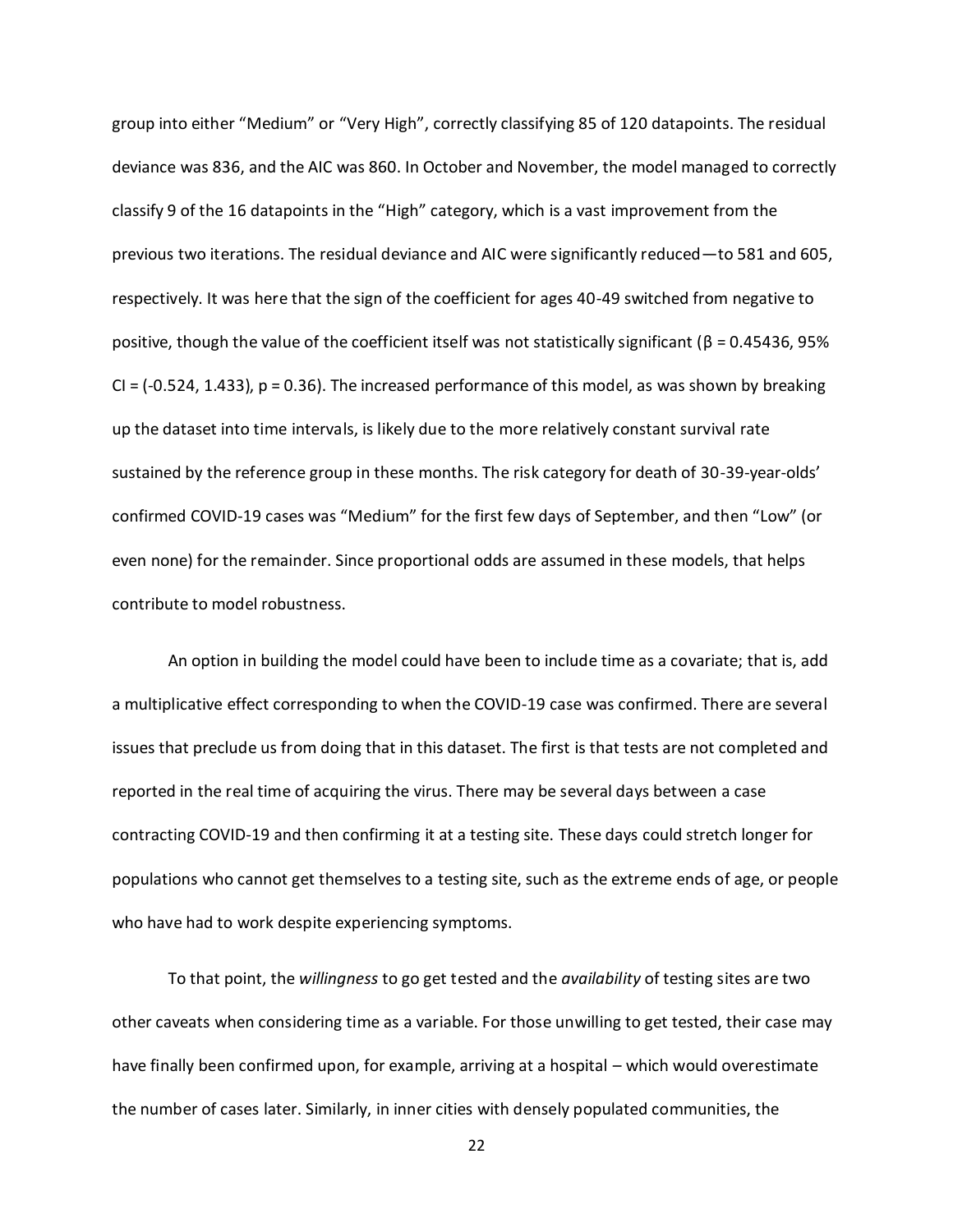group into either “Medium” or “Very High”, correctly classifying 85 of 120 datapoints. The residual deviance was 836, and the AIC was 860. In October and November, the model managed to correctly classify 9 of the 16 datapoints in the “High” category, which is a vast improvement from the previous two iterations. The residual deviance and AIC were significantly reduced—to 581 and 605, respectively. It was here that the sign of the coefficient for ages 40-49 switched from negative to positive, though the value of the coefficient itself was not statistically significant ($\beta = 0.45436$, 95% CI = (-0.524, 1.433), $p = 0.36$). The increased performance of this model, as was shown by breaking up the dataset into time intervals, is likely due to the more relatively constant survival rate sustained by the reference group in these months. The risk category for death of 30-39-year-olds' confirmed COVID-19 cases was “Medium” for the first few days of September, and then “Low” (or even none) for the remainder. Since proportional odds are assumed in these models, that helps contribute to model robustness.

An option in building the model could have been to include time as a covariate; that is, add a multiplicative effect corresponding to when the COVID-19 case was confirmed. There are several issues that preclude us from doing that in this dataset. The first is that tests are not completed and reported in the real time of acquiring the virus. There may be several days between a case contracting COVID-19 and then confirming it at a testing site. These days could stretch longer for populations who cannot get themselves to a testing site, such as the extreme ends of age, or people who have had to work despite experiencing symptoms.

To that point, the *willingness* to go get tested and the *availability* of testing sites are two other caveats when considering time as a variable. For those unwilling to get tested, their case may have finally been confirmed upon, for example, arriving at a hospital – which would overestimate the number of cases later. Similarly, in inner cities with densely populated communities, the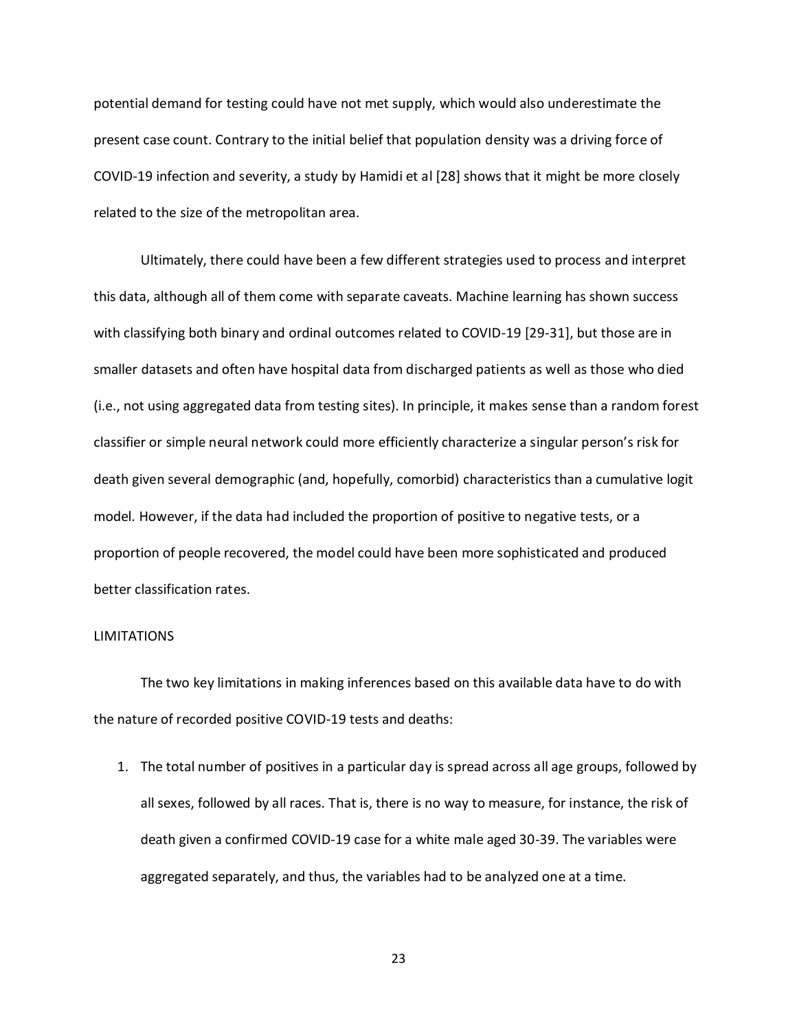potential demand for testing could have not met supply, which would also underestimate the present case count. Contrary to the initial belief that population density was a driving force of COVID-19 infection and severity, a study by Hamidi et al [28] shows that it might be more closely related to the size of the metropolitan area.

Ultimately, there could have been a few different strategies used to process and interpret this data, although all of them come with separate caveats. Machine learning has shown success with classifying both binary and ordinal outcomes related to COVID-19 [29-31], but those are in smaller datasets and often have hospital data from discharged patients as well as those who died (i.e., not using aggregated data from testing sites). In principle, it makes sense than a random forest classifier or simple neural network could more efficiently characterize a singular person's risk for death given several demographic (and, hopefully, comorbid) characteristics than a cumulative logit model. However, if the data had included the proportion of positive to negative tests, or a proportion of people recovered, the model could have been more sophisticated and produced better classification rates.

## LIMITATIONS

The two key limitations in making inferences based on this available data have to do with the nature of recorded positive COVID-19 tests and deaths:

1. The total number of positives in a particular day is spread across all age groups, followed by all sexes, followed by all races. That is, there is no way to measure, for instance, the risk of death given a confirmed COVID-19 case for a white male aged 30-39. The variables were aggregated separately, and thus, the variables had to be analyzed one at a time.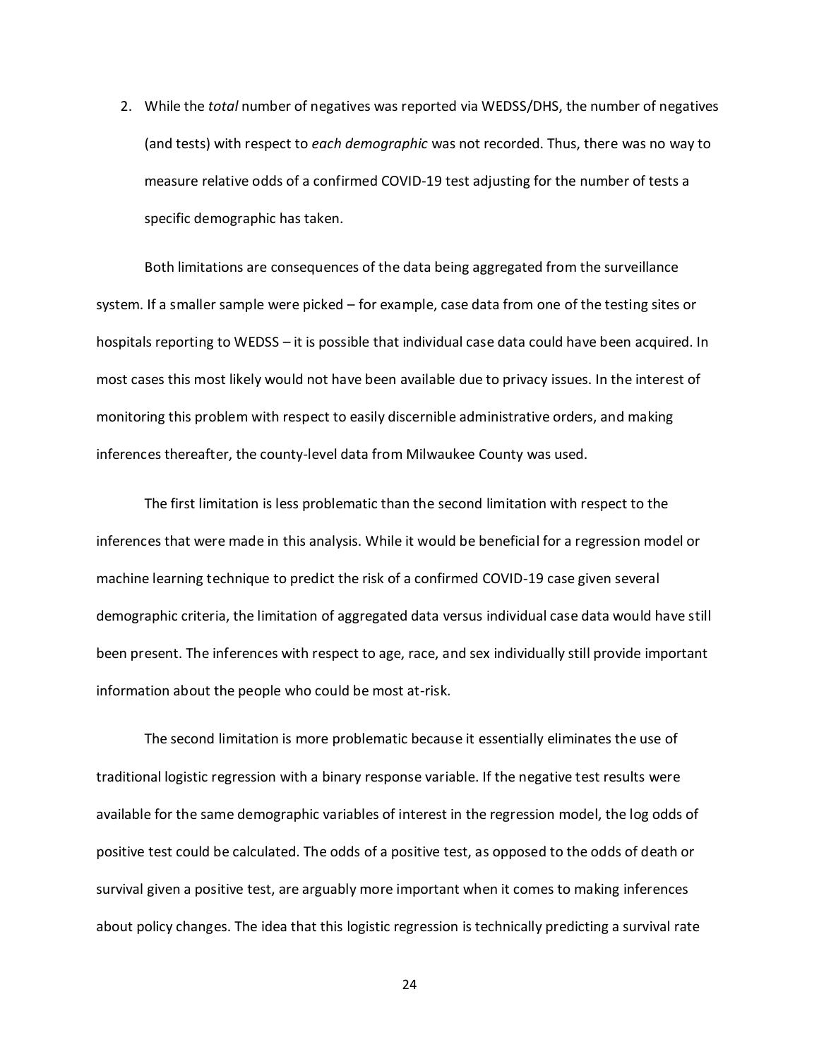2. While the *total* number of negatives was reported via WEDSS/DHS, the number of negatives (and tests) with respect to *each demographic* was not recorded. Thus, there was no way to measure relative odds of a confirmed COVID-19 test adjusting for the number of tests a specific demographic has taken.

Both limitations are consequences of the data being aggregated from the surveillance system. If a smaller sample were picked – for example, case data from one of the testing sites or hospitals reporting to WEDSS – it is possible that individual case data could have been acquired. In most cases this most likely would not have been available due to privacy issues. In the interest of monitoring this problem with respect to easily discernible administrative orders, and making inferences thereafter, the county-level data from Milwaukee County was used.

The first limitation is less problematic than the second limitation with respect to the inferences that were made in this analysis. While it would be beneficial for a regression model or machine learning technique to predict the risk of a confirmed COVID-19 case given several demographic criteria, the limitation of aggregated data versus individual case data would have still been present. The inferences with respect to age, race, and sex individually still provide important information about the people who could be most at-risk.

The second limitation is more problematic because it essentially eliminates the use of traditional logistic regression with a binary response variable. If the negative test results were available for the same demographic variables of interest in the regression model, the log odds of positive test could be calculated. The odds of a positive test, as opposed to the odds of death or survival given a positive test, are arguably more important when it comes to making inferences about policy changes. The idea that this logistic regression is technically predicting a survival rate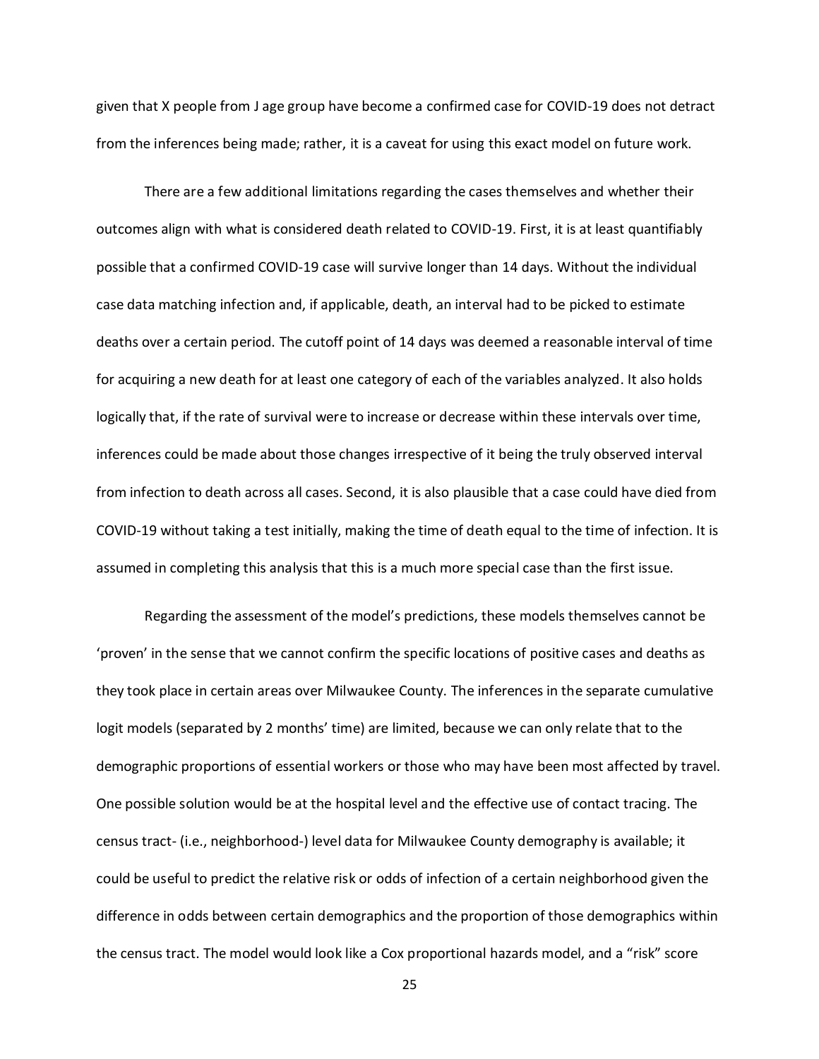given that X people from J age group have become a confirmed case for COVID-19 does not detract from the inferences being made; rather, it is a caveat for using this exact model on future work.

There are a few additional limitations regarding the cases themselves and whether their outcomes align with what is considered death related to COVID-19. First, it is at least quantifiably possible that a confirmed COVID-19 case will survive longer than 14 days. Without the individual case data matching infection and, if applicable, death, an interval had to be picked to estimate deaths over a certain period. The cutoff point of 14 days was deemed a reasonable interval of time for acquiring a new death for at least one category of each of the variables analyzed. It also holds logically that, if the rate of survival were to increase or decrease within these intervals over time, inferences could be made about those changes irrespective of it being the truly observed interval from infection to death across all cases. Second, it is also plausible that a case could have died from COVID-19 without taking a test initially, making the time of death equal to the time of infection. It is assumed in completing this analysis that this is a much more special case than the first issue.

Regarding the assessment of the model's predictions, these models themselves cannot be 'proven' in the sense that we cannot confirm the specific locations of positive cases and deaths as they took place in certain areas over Milwaukee County. The inferences in the separate cumulative logit models (separated by 2 months' time) are limited, because we can only relate that to the demographic proportions of essential workers or those who may have been most affected by travel. One possible solution would be at the hospital level and the effective use of contact tracing. The census tract- (i.e., neighborhood-) level data for Milwaukee County demography is available; it could be useful to predict the relative risk or odds of infection of a certain neighborhood given the difference in odds between certain demographics and the proportion of those demographics within the census tract. The model would look like a Cox proportional hazards model, and a "risk" score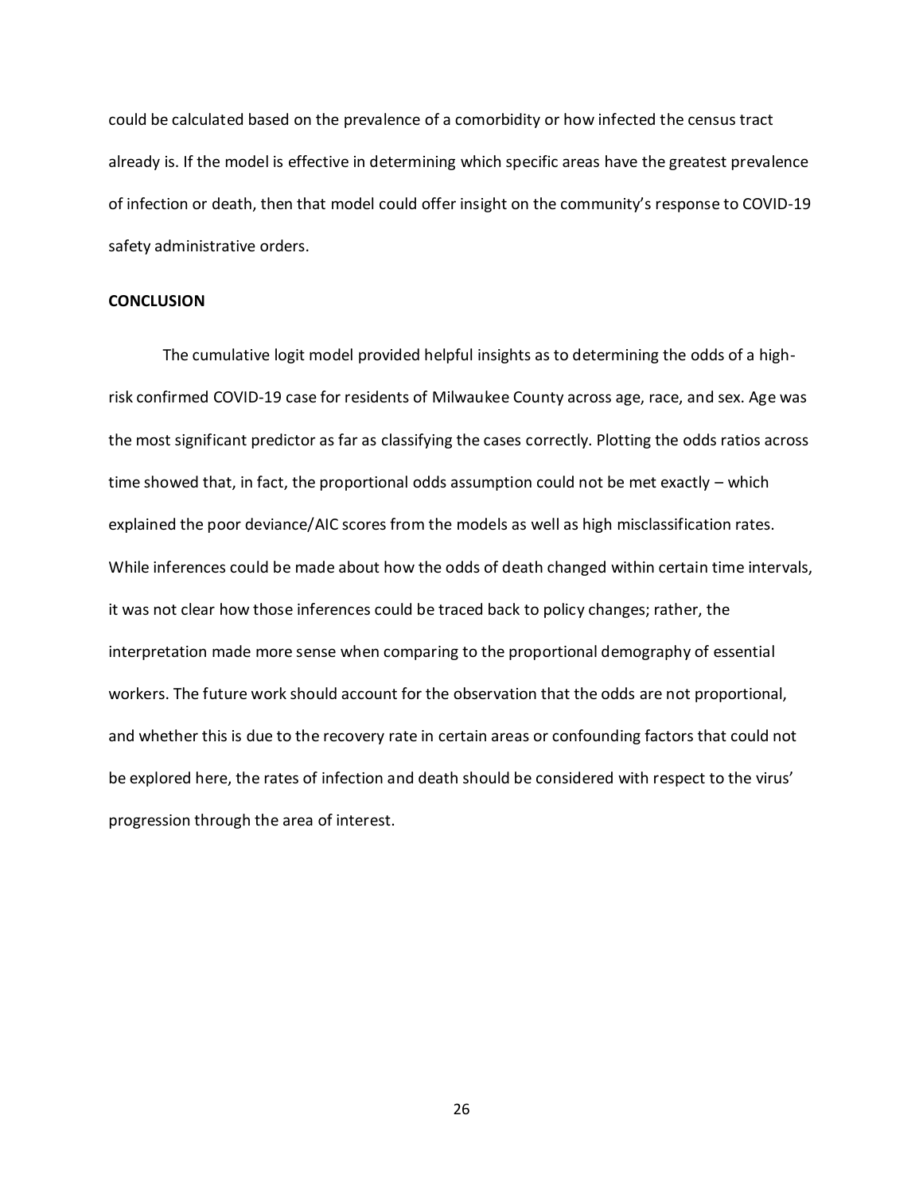could be calculated based on the prevalence of a comorbidity or how infected the census tract already is. If the model is effective in determining which specific areas have the greatest prevalence of infection or death, then that model could offer insight on the community's response to COVID-19 safety administrative orders.

## CONCLUSION

The cumulative logit model provided helpful insights as to determining the odds of a high-risk confirmed COVID-19 case for residents of Milwaukee County across age, race, and sex. Age was the most significant predictor as far as classifying the cases correctly. Plotting the odds ratios across time showed that, in fact, the proportional odds assumption could not be met exactly – which explained the poor deviance/AIC scores from the models as well as high misclassification rates. While inferences could be made about how the odds of death changed within certain time intervals, it was not clear how those inferences could be traced back to policy changes; rather, the interpretation made more sense when comparing to the proportional demography of essential workers. The future work should account for the observation that the odds are not proportional, and whether this is due to the recovery rate in certain areas or confounding factors that could not be explored here, the rates of infection and death should be considered with respect to the virus' progression through the area of interest.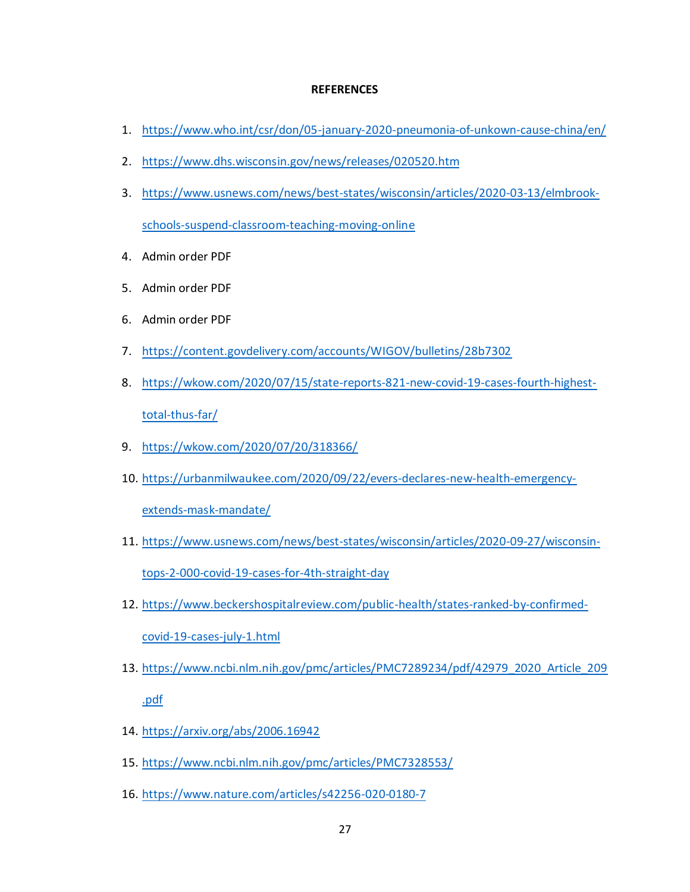**REFERENCES**

1. https://www.who.int/csr/don/05-january-2020-pneumonia-of-unkown-cause-china/en/
2. https://www.dhs.wisconsin.gov/news/releases/020520.htm
3. https://www.usnews.com/news/best-states/wisconsin/articles/2020-03-13/elmbrook-schools-suspend-classroom-teaching-moving-online
4. Admin order PDF
5. Admin order PDF
6. Admin order PDF
7. https://content.govdelivery.com/accounts/WIGOV/bulletins/28b7302
8. https://wkow.com/2020/07/15/state-reports-821-new-covid-19-cases-fourth-highest-total-thus-far/
9. https://wkow.com/2020/07/20/318366/
10. https://urbanmilwaukee.com/2020/09/22/evers-declares-new-health-emergency-extends-mask-mandate/
11. https://www.usnews.com/news/best-states/wisconsin/articles/2020-09-27/wisconsin-tops-2-000-covid-19-cases-for-4th-straight-day
12. https://www.beckershospitalreview.com/public-health/states-ranked-by-confirmed-covid-19-cases-july-1.html
13. https://www.ncbi.nlm.nih.gov/pmc/articles/PMC7289234/pdf/42979_2020_Article_209.pdf
14. https://arxiv.org/abs/2006.16942
15. https://www.ncbi.nlm.nih.gov/pmc/articles/PMC7328553/
16. https://www.nature.com/articles/s42256-020-0180-7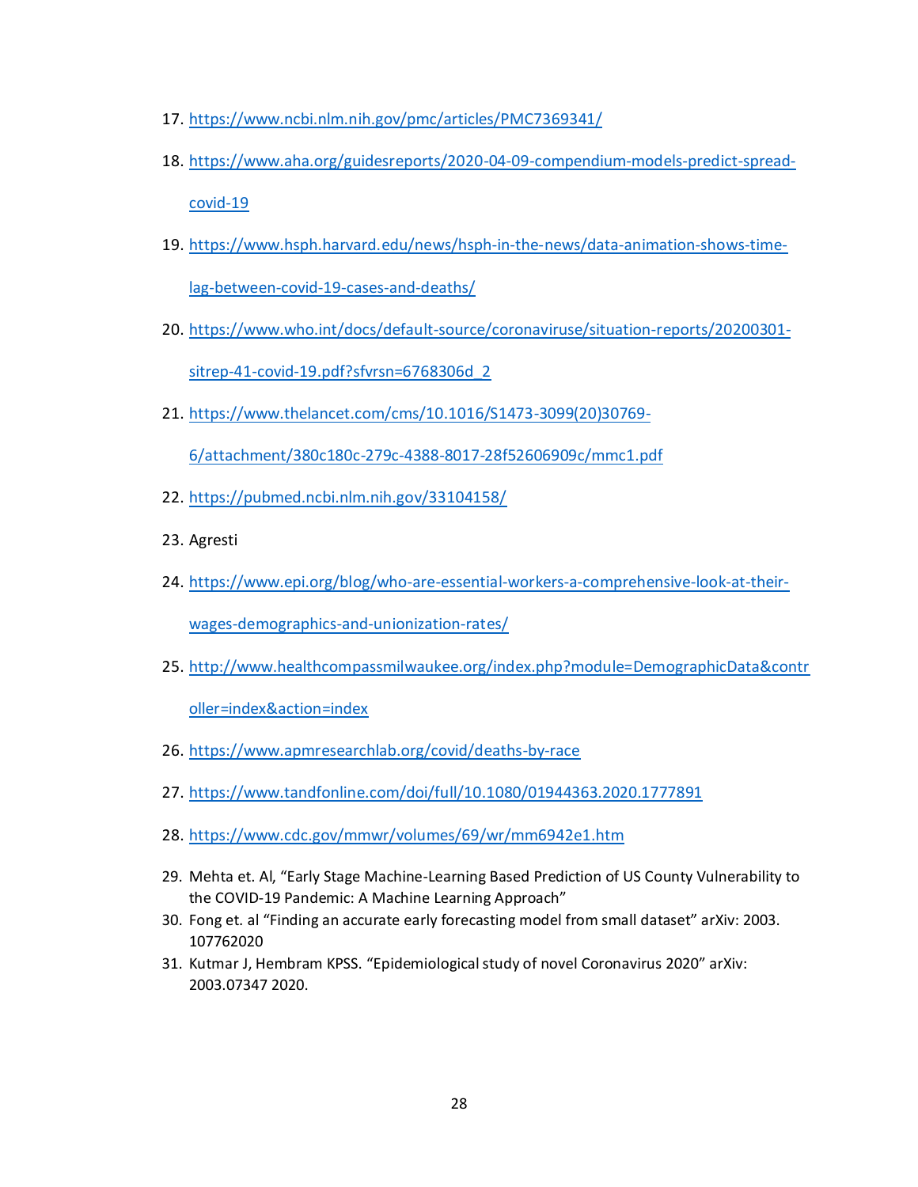17. https://www.ncbi.nlm.nih.gov/pmc/articles/PMC7369341/
18. https://www.aha.org/guidesreports/2020-04-09-compendium-models-predict-spread-covid-19
19. https://www.hsph.harvard.edu/news/hsph-in-the-news/data-animation-shows-time-lag-between-covid-19-cases-and-deaths/
20. https://www.who.int/docs/default-source/coronaviruse/situation-reports/20200301-sitrep-41-covid-19.pdf?sfvrsn=6768306d_2
21. https://www.thelancet.com/cms/10.1016/S1473-3099(20)30769-6/attachment/380c180c-279c-4388-8017-28f52606909c/mmc1.pdf
22. https://pubmed.ncbi.nlm.nih.gov/33104158/
23. Agresti
24. https://www.epi.org/blog/who-are-essential-workers-a-comprehensive-look-at-their-wages-demographics-and-unionization-rates/
25. http://www.healthcompassmilwaukee.org/index.php?module=DemographicData&controller=index&action=index
26. https://www.apmresearchlab.org/covid/deaths-by-race
27. https://www.tandfonline.com/doi/full/10.1080/01944363.2020.1777891
28. https://www.cdc.gov/mmwr/volumes/69/wr/mm6942e1.htm
29. Mehta et. Al, "Early Stage Machine-Learning Based Prediction of US County Vulnerability to the COVID-19 Pandemic: A Machine Learning Approach"
30. Fong et. al "Finding an accurate early forecasting model from small dataset" arXiv: 2003. 107762020
31. Kutmar J, Hembram KPSS. "Epidemiological study of novel Coronavirus 2020" arXiv: 2003.07347 2020.